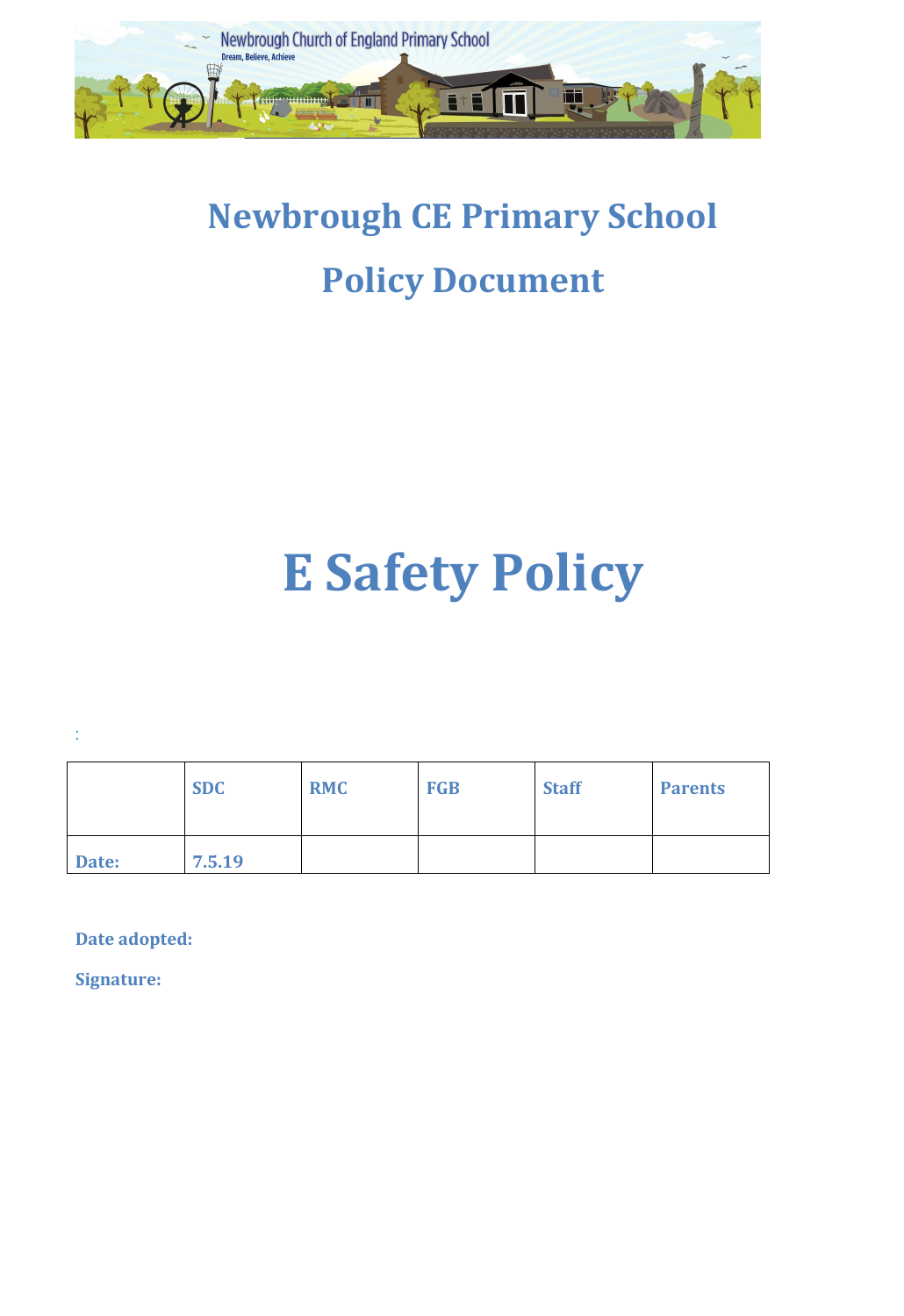# Newbrough CE Primary School

# Policy Document

# E Safety Policy

:

| | SDC | RMC | FGB | Staff | Parents |
|---|---|---|---|---|---|
| Date: | 7.5.19 | | | | |

**Date adopted:**

**Signature:**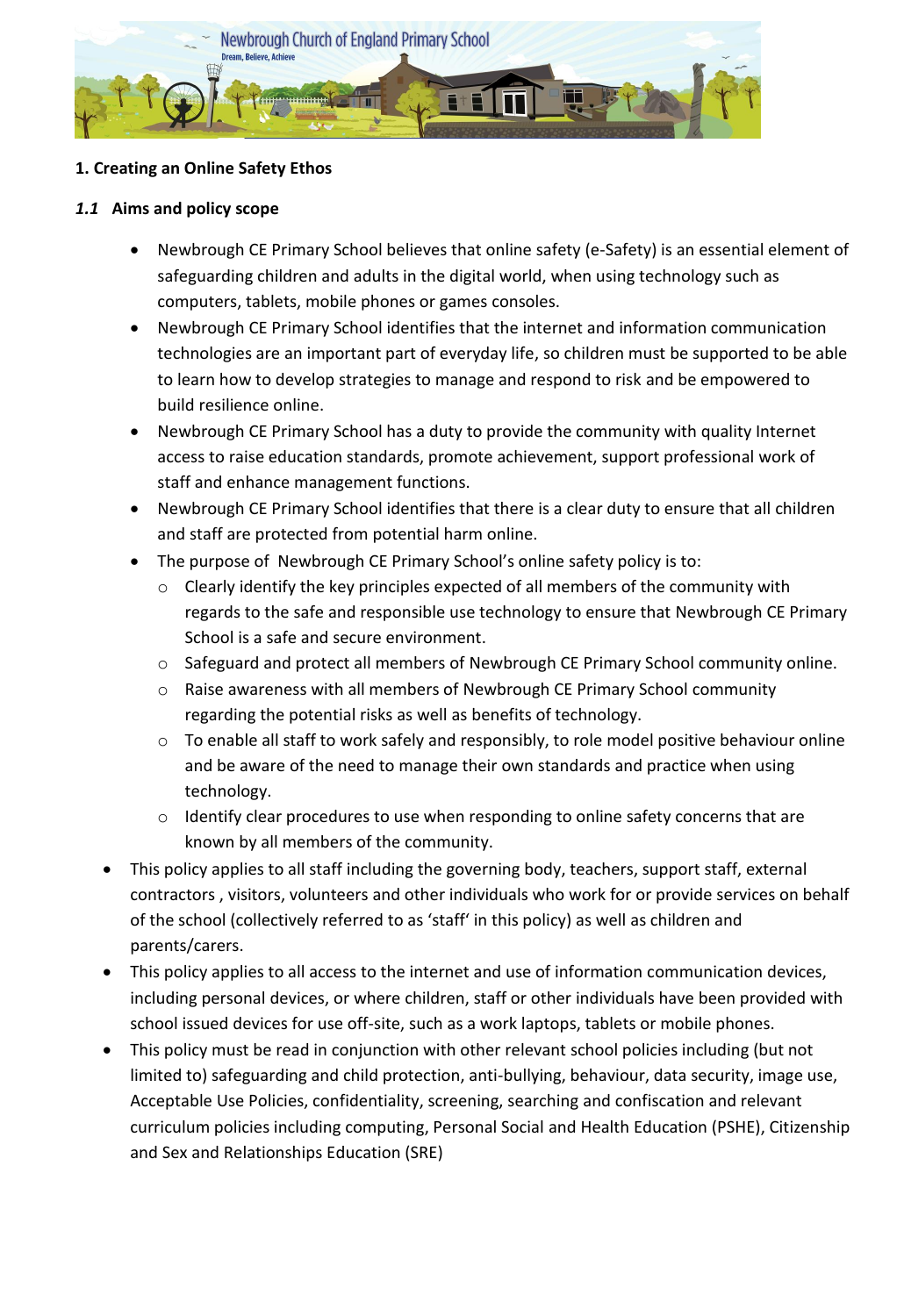**1. Creating an Online Safety Ethos**

***1.1*** **Aims and policy scope**

- Newbrough CE Primary School believes that online safety (e-Safety) is an essential element of safeguarding children and adults in the digital world, when using technology such as computers, tablets, mobile phones or games consoles.
- Newbrough CE Primary School identifies that the internet and information communication technologies are an important part of everyday life, so children must be supported to be able to learn how to develop strategies to manage and respond to risk and be empowered to build resilience online.
- Newbrough CE Primary School has a duty to provide the community with quality Internet access to raise education standards, promote achievement, support professional work of staff and enhance management functions.
- Newbrough CE Primary School identifies that there is a clear duty to ensure that all children and staff are protected from potential harm online.
- The purpose of Newbrough CE Primary School's online safety policy is to:
  - Clearly identify the key principles expected of all members of the community with regards to the safe and responsible use technology to ensure that Newbrough CE Primary School is a safe and secure environment.
  - Safeguard and protect all members of Newbrough CE Primary School community online.
  - Raise awareness with all members of Newbrough CE Primary School community regarding the potential risks as well as benefits of technology.
  - To enable all staff to work safely and responsibly, to role model positive behaviour online and be aware of the need to manage their own standards and practice when using technology.
  - Identify clear procedures to use when responding to online safety concerns that are known by all members of the community.

- This policy applies to all staff including the governing body, teachers, support staff, external contractors , visitors, volunteers and other individuals who work for or provide services on behalf of the school (collectively referred to as 'staff' in this policy) as well as children and parents/carers.
- This policy applies to all access to the internet and use of information communication devices, including personal devices, or where children, staff or other individuals have been provided with school issued devices for use off-site, such as a work laptops, tablets or mobile phones.
- This policy must be read in conjunction with other relevant school policies including (but not limited to) safeguarding and child protection, anti-bullying, behaviour, data security, image use, Acceptable Use Policies, confidentiality, screening, searching and confiscation and relevant curriculum policies including computing, Personal Social and Health Education (PSHE), Citizenship and Sex and Relationships Education (SRE)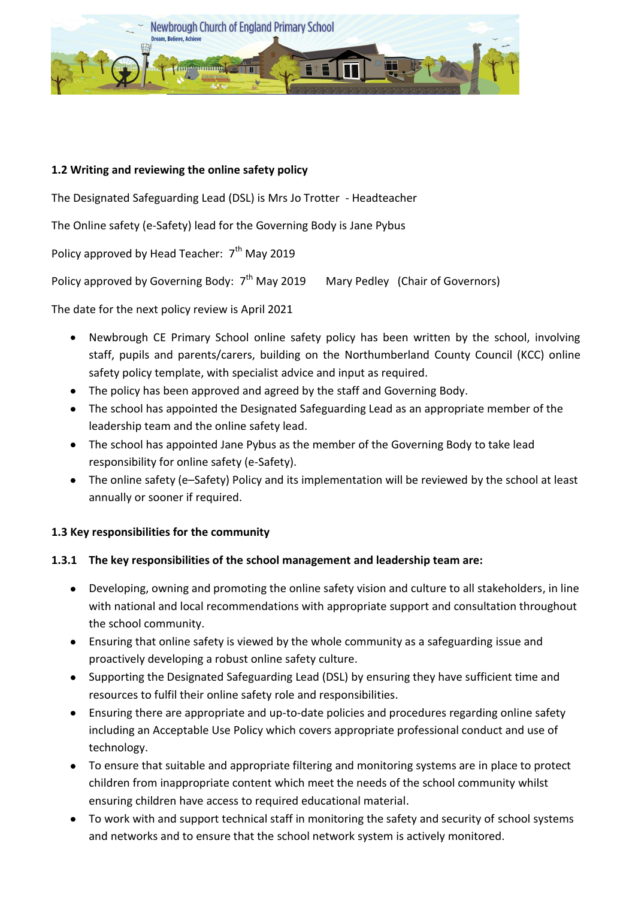### 1.2 Writing and reviewing the online safety policy

The Designated Safeguarding Lead (DSL) is Mrs Jo Trotter - Headteacher

The Online safety (e-Safety) lead for the Governing Body is Jane Pybus

Policy approved by Head Teacher: 7th May 2019

Policy approved by Governing Body: 7th May 2019 Mary Pedley (Chair of Governors)

The date for the next policy review is April 2021

- Newbrough CE Primary School online safety policy has been written by the school, involving staff, pupils and parents/carers, building on the Northumberland County Council (KCC) online safety policy template, with specialist advice and input as required.
- The policy has been approved and agreed by the staff and Governing Body.
- The school has appointed the Designated Safeguarding Lead as an appropriate member of the leadership team and the online safety lead.
- The school has appointed Jane Pybus as the member of the Governing Body to take lead responsibility for online safety (e-Safety).
- The online safety (e–Safety) Policy and its implementation will be reviewed by the school at least annually or sooner if required.

### 1.3 Key responsibilities for the community

#### 1.3.1 The key responsibilities of the school management and leadership team are:

- Developing, owning and promoting the online safety vision and culture to all stakeholders, in line with national and local recommendations with appropriate support and consultation throughout the school community.
- Ensuring that online safety is viewed by the whole community as a safeguarding issue and proactively developing a robust online safety culture.
- Supporting the Designated Safeguarding Lead (DSL) by ensuring they have sufficient time and resources to fulfil their online safety role and responsibilities.
- Ensuring there are appropriate and up-to-date policies and procedures regarding online safety including an Acceptable Use Policy which covers appropriate professional conduct and use of technology.
- To ensure that suitable and appropriate filtering and monitoring systems are in place to protect children from inappropriate content which meet the needs of the school community whilst ensuring children have access to required educational material.
- To work with and support technical staff in monitoring the safety and security of school systems and networks and to ensure that the school network system is actively monitored.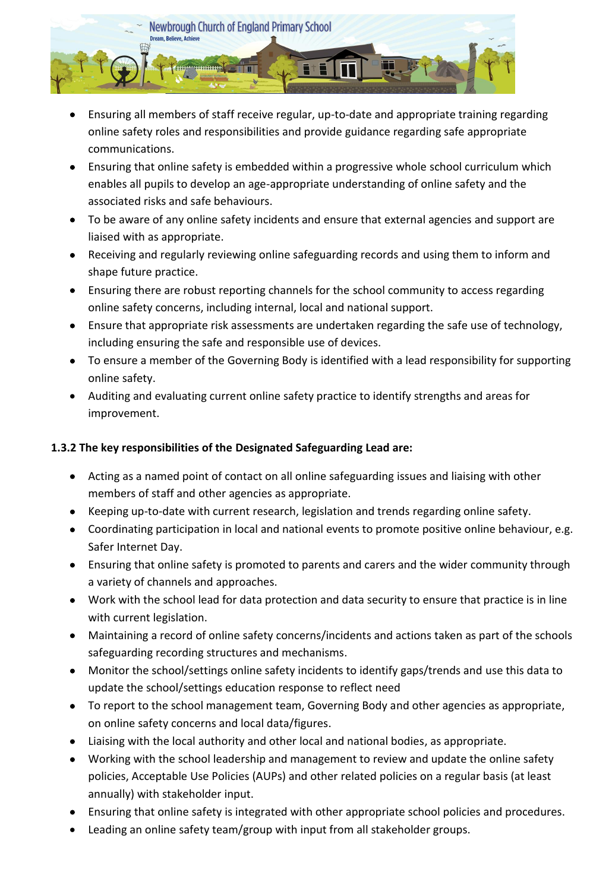- Ensuring all members of staff receive regular, up-to-date and appropriate training regarding online safety roles and responsibilities and provide guidance regarding safe appropriate communications.
- Ensuring that online safety is embedded within a progressive whole school curriculum which enables all pupils to develop an age-appropriate understanding of online safety and the associated risks and safe behaviours.
- To be aware of any online safety incidents and ensure that external agencies and support are liaised with as appropriate.
- Receiving and regularly reviewing online safeguarding records and using them to inform and shape future practice.
- Ensuring there are robust reporting channels for the school community to access regarding online safety concerns, including internal, local and national support.
- Ensure that appropriate risk assessments are undertaken regarding the safe use of technology, including ensuring the safe and responsible use of devices.
- To ensure a member of the Governing Body is identified with a lead responsibility for supporting online safety.
- Auditing and evaluating current online safety practice to identify strengths and areas for improvement.

**1.3.2 The key responsibilities of the Designated Safeguarding Lead are:**

- Acting as a named point of contact on all online safeguarding issues and liaising with other members of staff and other agencies as appropriate.
- Keeping up-to-date with current research, legislation and trends regarding online safety.
- Coordinating participation in local and national events to promote positive online behaviour, e.g. Safer Internet Day.
- Ensuring that online safety is promoted to parents and carers and the wider community through a variety of channels and approaches.
- Work with the school lead for data protection and data security to ensure that practice is in line with current legislation.
- Maintaining a record of online safety concerns/incidents and actions taken as part of the schools safeguarding recording structures and mechanisms.
- Monitor the school/settings online safety incidents to identify gaps/trends and use this data to update the school/settings education response to reflect need
- To report to the school management team, Governing Body and other agencies as appropriate, on online safety concerns and local data/figures.
- Liaising with the local authority and other local and national bodies, as appropriate.
- Working with the school leadership and management to review and update the online safety policies, Acceptable Use Policies (AUPs) and other related policies on a regular basis (at least annually) with stakeholder input.
- Ensuring that online safety is integrated with other appropriate school policies and procedures.
- Leading an online safety team/group with input from all stakeholder groups.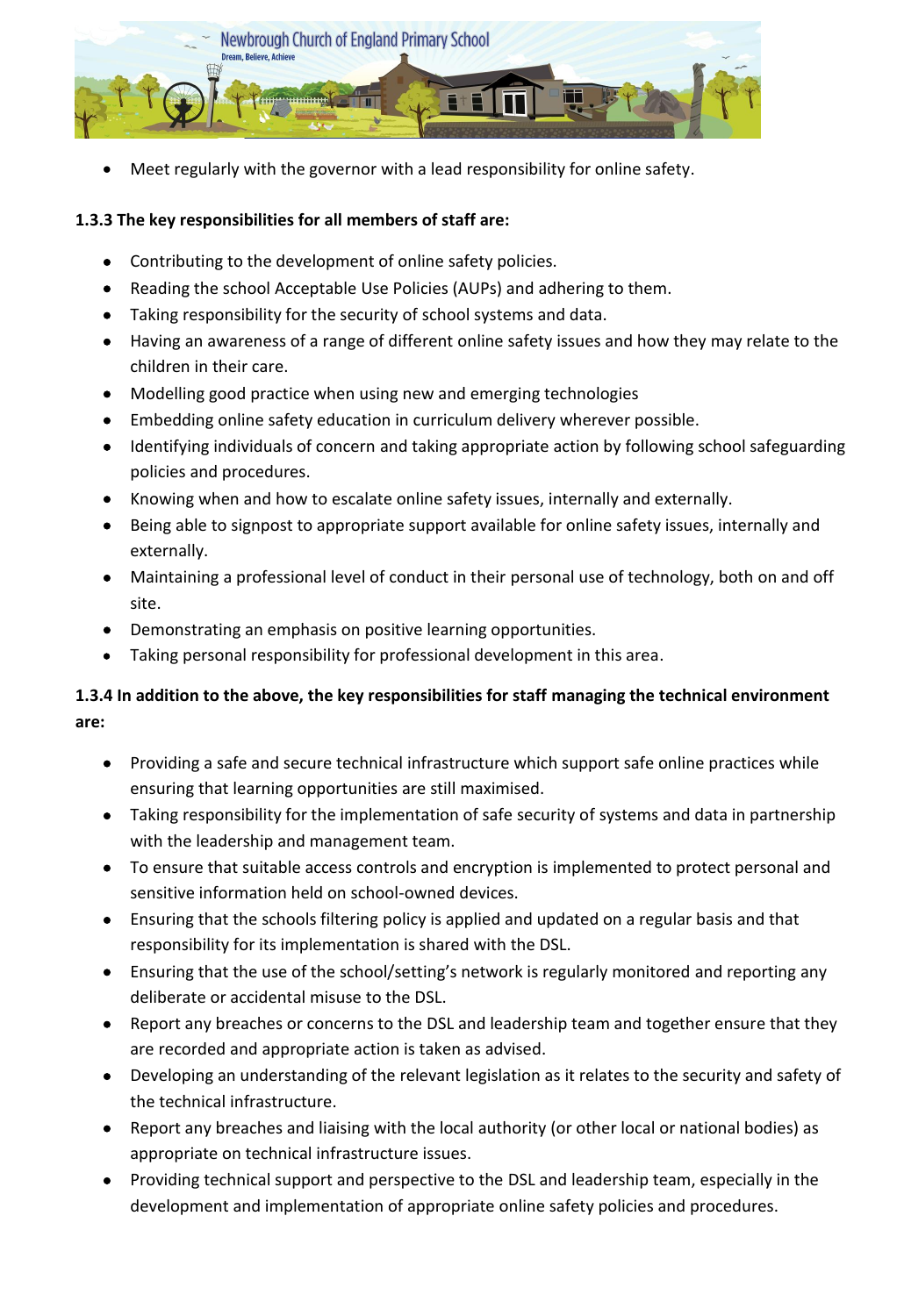- Meet regularly with the governor with a lead responsibility for online safety.

**1.3.3 The key responsibilities for all members of staff are:**

- Contributing to the development of online safety policies.
- Reading the school Acceptable Use Policies (AUPs) and adhering to them.
- Taking responsibility for the security of school systems and data.
- Having an awareness of a range of different online safety issues and how they may relate to the children in their care.
- Modelling good practice when using new and emerging technologies
- Embedding online safety education in curriculum delivery wherever possible.
- Identifying individuals of concern and taking appropriate action by following school safeguarding policies and procedures.
- Knowing when and how to escalate online safety issues, internally and externally.
- Being able to signpost to appropriate support available for online safety issues, internally and externally.
- Maintaining a professional level of conduct in their personal use of technology, both on and off site.
- Demonstrating an emphasis on positive learning opportunities.
- Taking personal responsibility for professional development in this area.

**1.3.4 In addition to the above, the key responsibilities for staff managing the technical environment are:**

- Providing a safe and secure technical infrastructure which support safe online practices while ensuring that learning opportunities are still maximised.
- Taking responsibility for the implementation of safe security of systems and data in partnership with the leadership and management team.
- To ensure that suitable access controls and encryption is implemented to protect personal and sensitive information held on school-owned devices.
- Ensuring that the schools filtering policy is applied and updated on a regular basis and that responsibility for its implementation is shared with the DSL.
- Ensuring that the use of the school/setting's network is regularly monitored and reporting any deliberate or accidental misuse to the DSL.
- Report any breaches or concerns to the DSL and leadership team and together ensure that they are recorded and appropriate action is taken as advised.
- Developing an understanding of the relevant legislation as it relates to the security and safety of the technical infrastructure.
- Report any breaches and liaising with the local authority (or other local or national bodies) as appropriate on technical infrastructure issues.
- Providing technical support and perspective to the DSL and leadership team, especially in the development and implementation of appropriate online safety policies and procedures.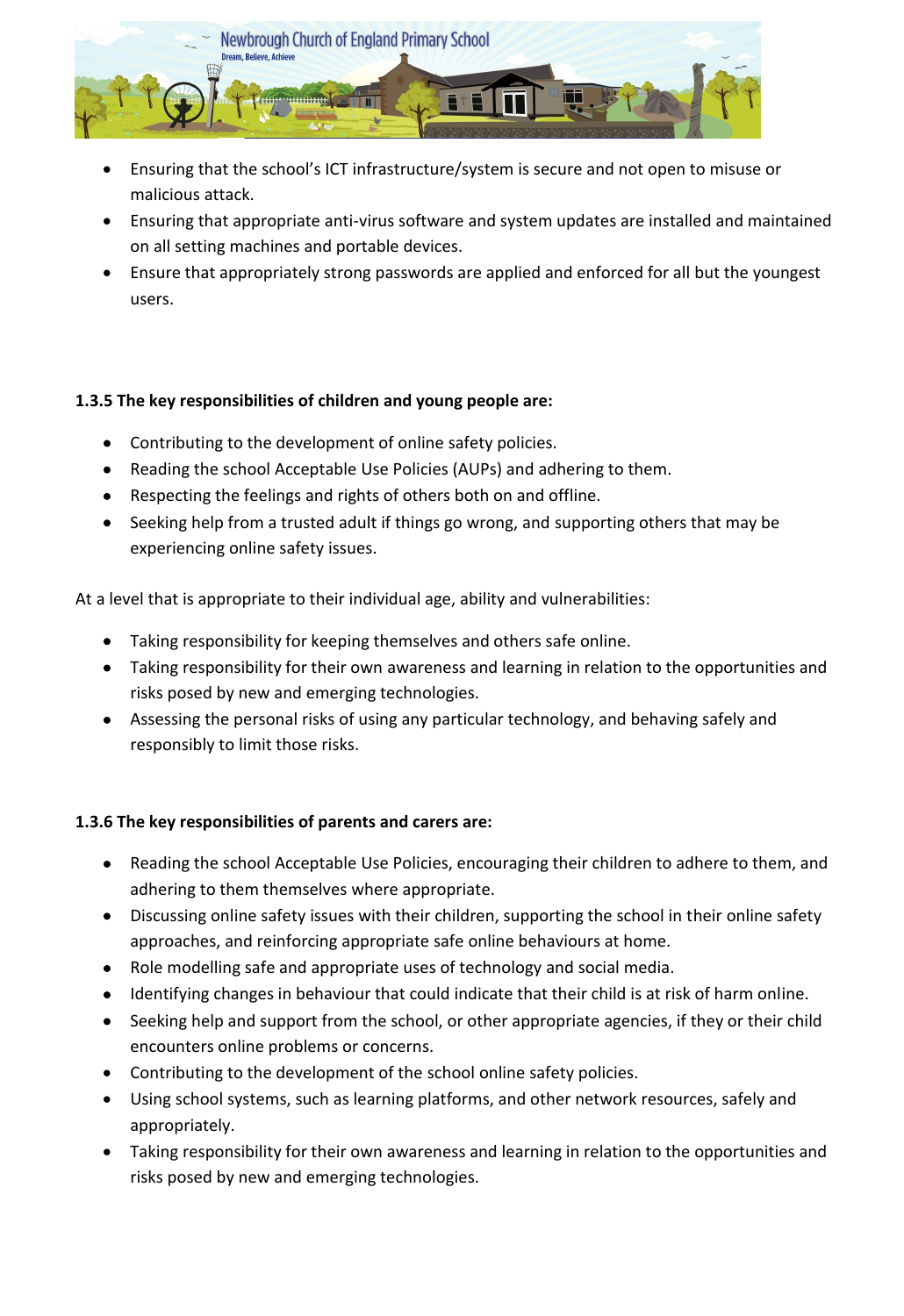- Ensuring that the school's ICT infrastructure/system is secure and not open to misuse or malicious attack.
- Ensuring that appropriate anti-virus software and system updates are installed and maintained on all setting machines and portable devices.
- Ensure that appropriately strong passwords are applied and enforced for all but the youngest users.

**1.3.5 The key responsibilities of children and young people are:**

- Contributing to the development of online safety policies.
- Reading the school Acceptable Use Policies (AUPs) and adhering to them.
- Respecting the feelings and rights of others both on and offline.
- Seeking help from a trusted adult if things go wrong, and supporting others that may be experiencing online safety issues.

At a level that is appropriate to their individual age, ability and vulnerabilities:

- Taking responsibility for keeping themselves and others safe online.
- Taking responsibility for their own awareness and learning in relation to the opportunities and risks posed by new and emerging technologies.
- Assessing the personal risks of using any particular technology, and behaving safely and responsibly to limit those risks.

**1.3.6 The key responsibilities of parents and carers are:**

- Reading the school Acceptable Use Policies, encouraging their children to adhere to them, and adhering to them themselves where appropriate.
- Discussing online safety issues with their children, supporting the school in their online safety approaches, and reinforcing appropriate safe online behaviours at home.
- Role modelling safe and appropriate uses of technology and social media.
- Identifying changes in behaviour that could indicate that their child is at risk of harm online.
- Seeking help and support from the school, or other appropriate agencies, if they or their child encounters online problems or concerns.
- Contributing to the development of the school online safety policies.
- Using school systems, such as learning platforms, and other network resources, safely and appropriately.
- Taking responsibility for their own awareness and learning in relation to the opportunities and risks posed by new and emerging technologies.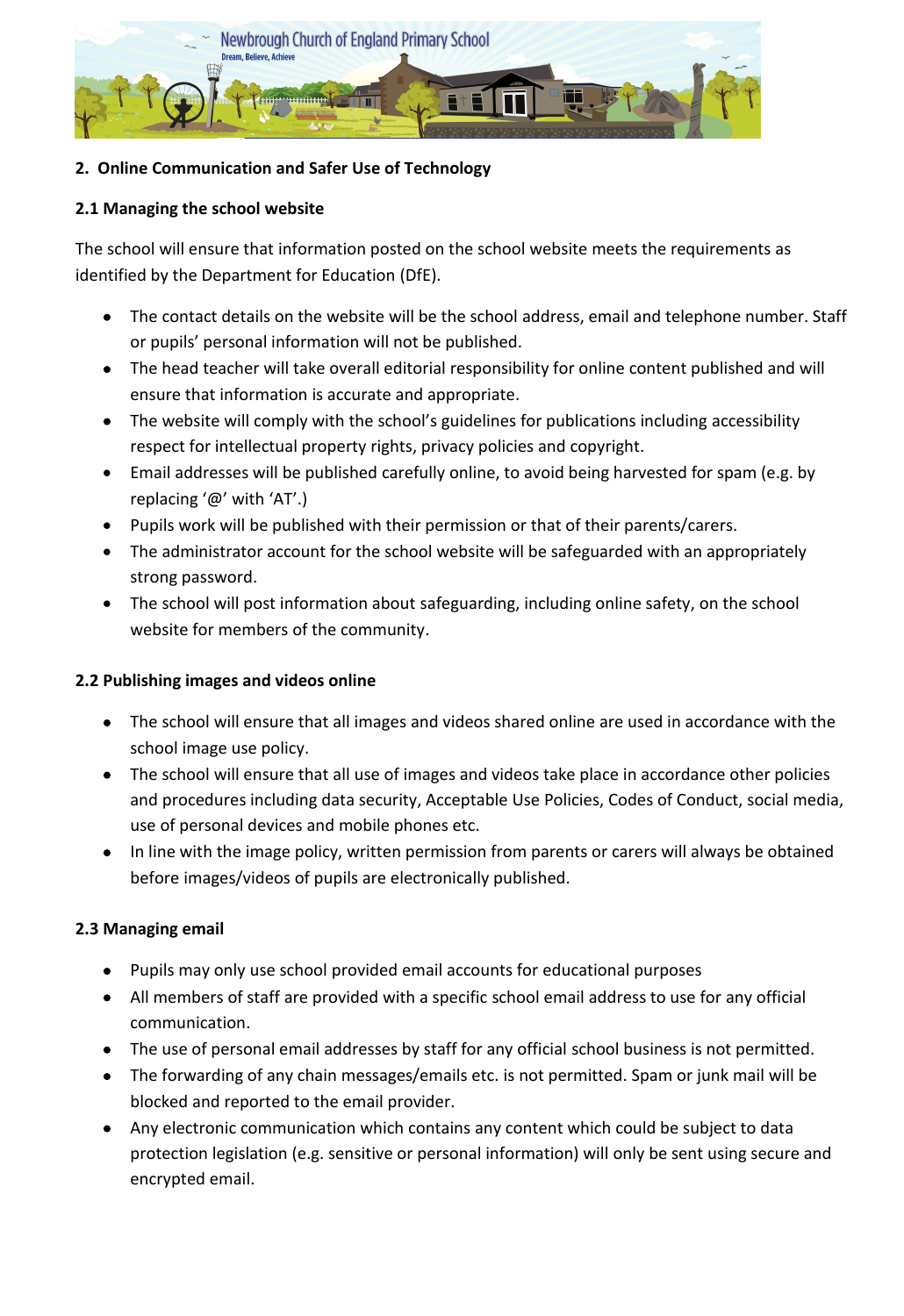## 2. Online Communication and Safer Use of Technology

### 2.1 Managing the school website

The school will ensure that information posted on the school website meets the requirements as identified by the Department for Education (DfE).

- The contact details on the website will be the school address, email and telephone number. Staff or pupils' personal information will not be published.
- The head teacher will take overall editorial responsibility for online content published and will ensure that information is accurate and appropriate.
- The website will comply with the school's guidelines for publications including accessibility respect for intellectual property rights, privacy policies and copyright.
- Email addresses will be published carefully online, to avoid being harvested for spam (e.g. by replacing '@' with 'AT'.)
- Pupils work will be published with their permission or that of their parents/carers.
- The administrator account for the school website will be safeguarded with an appropriately strong password.
- The school will post information about safeguarding, including online safety, on the school website for members of the community.

### 2.2 Publishing images and videos online

- The school will ensure that all images and videos shared online are used in accordance with the school image use policy.
- The school will ensure that all use of images and videos take place in accordance other policies and procedures including data security, Acceptable Use Policies, Codes of Conduct, social media, use of personal devices and mobile phones etc.
- In line with the image policy, written permission from parents or carers will always be obtained before images/videos of pupils are electronically published.

### 2.3 Managing email

- Pupils may only use school provided email accounts for educational purposes
- All members of staff are provided with a specific school email address to use for any official communication.
- The use of personal email addresses by staff for any official school business is not permitted.
- The forwarding of any chain messages/emails etc. is not permitted. Spam or junk mail will be blocked and reported to the email provider.
- Any electronic communication which contains any content which could be subject to data protection legislation (e.g. sensitive or personal information) will only be sent using secure and encrypted email.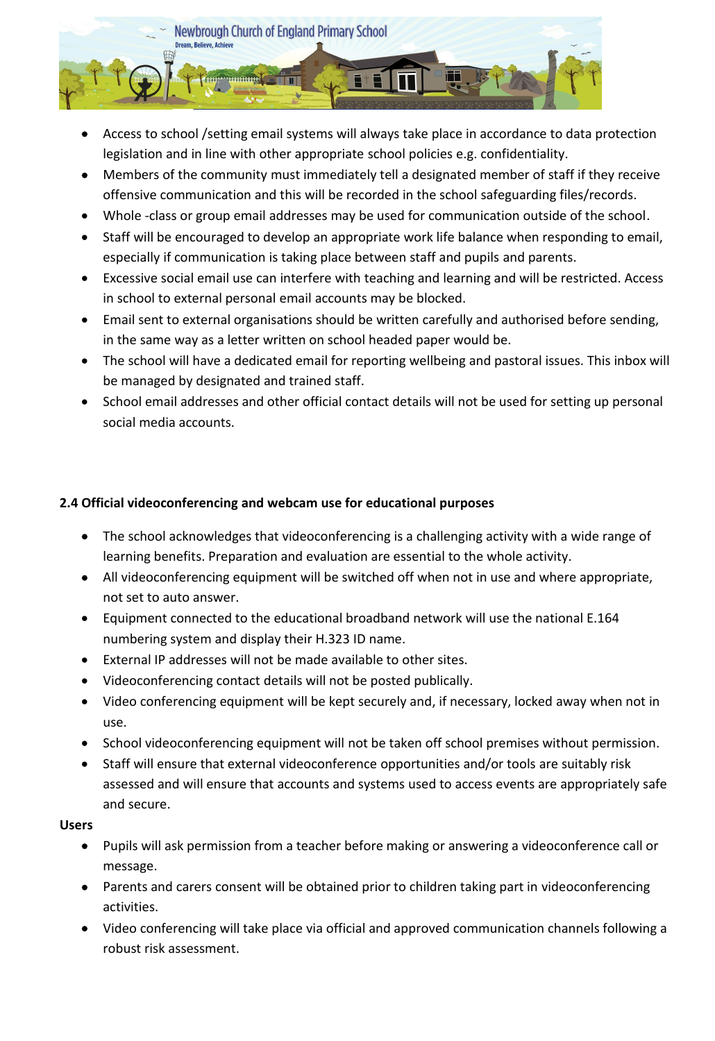- Access to school /setting email systems will always take place in accordance to data protection legislation and in line with other appropriate school policies e.g. confidentiality.
- Members of the community must immediately tell a designated member of staff if they receive offensive communication and this will be recorded in the school safeguarding files/records.
- Whole -class or group email addresses may be used for communication outside of the school.
- Staff will be encouraged to develop an appropriate work life balance when responding to email, especially if communication is taking place between staff and pupils and parents.
- Excessive social email use can interfere with teaching and learning and will be restricted. Access in school to external personal email accounts may be blocked.
- Email sent to external organisations should be written carefully and authorised before sending, in the same way as a letter written on school headed paper would be.
- The school will have a dedicated email for reporting wellbeing and pastoral issues. This inbox will be managed by designated and trained staff.
- School email addresses and other official contact details will not be used for setting up personal social media accounts.

**2.4 Official videoconferencing and webcam use for educational purposes**

- The school acknowledges that videoconferencing is a challenging activity with a wide range of learning benefits. Preparation and evaluation are essential to the whole activity.
- All videoconferencing equipment will be switched off when not in use and where appropriate, not set to auto answer.
- Equipment connected to the educational broadband network will use the national E.164 numbering system and display their H.323 ID name.
- External IP addresses will not be made available to other sites.
- Videoconferencing contact details will not be posted publically.
- Video conferencing equipment will be kept securely and, if necessary, locked away when not in use.
- School videoconferencing equipment will not be taken off school premises without permission.
- Staff will ensure that external videoconference opportunities and/or tools are suitably risk assessed and will ensure that accounts and systems used to access events are appropriately safe and secure.

**Users**

- Pupils will ask permission from a teacher before making or answering a videoconference call or message.
- Parents and carers consent will be obtained prior to children taking part in videoconferencing activities.
- Video conferencing will take place via official and approved communication channels following a robust risk assessment.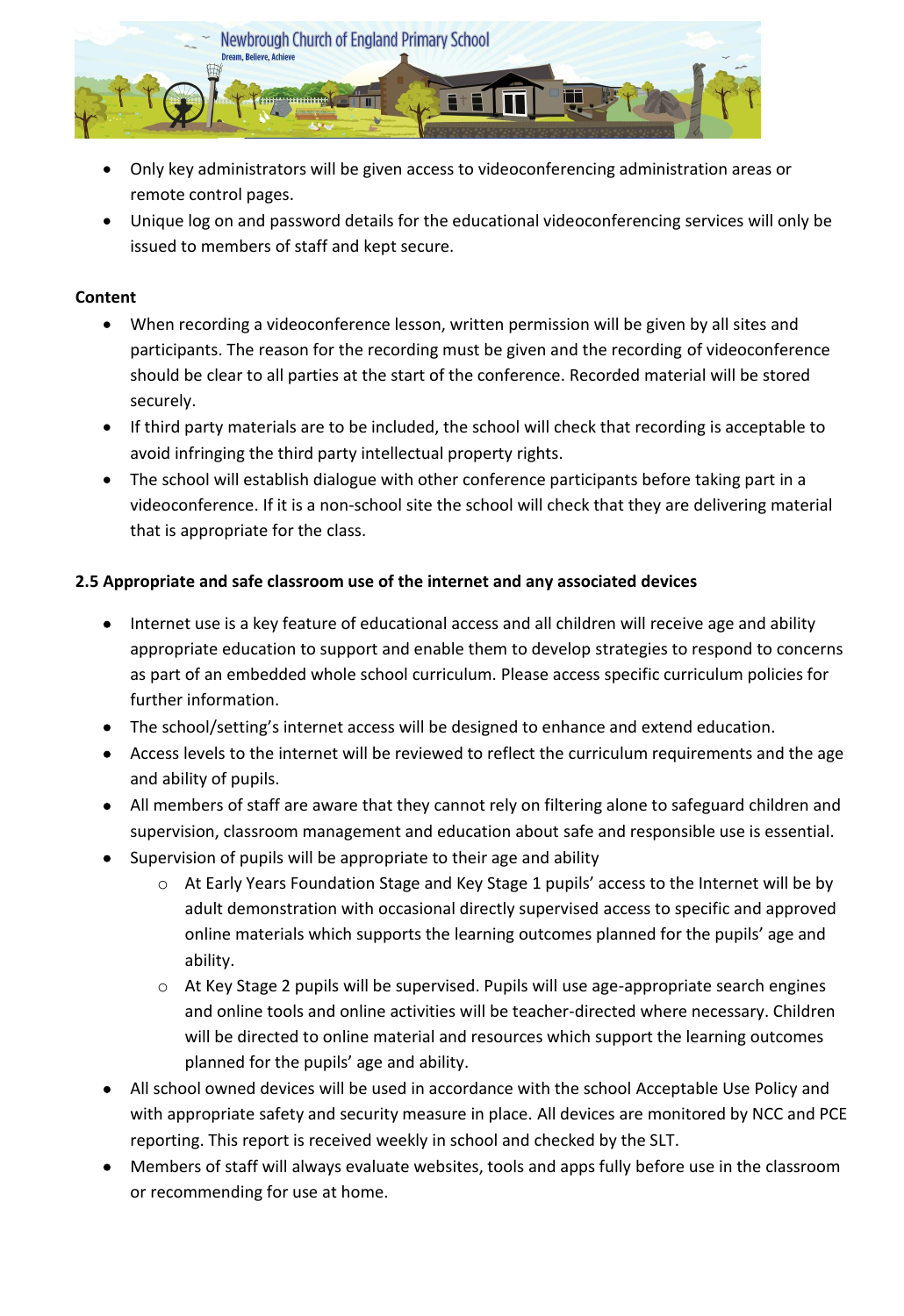- Only key administrators will be given access to videoconferencing administration areas or remote control pages.
- Unique log on and password details for the educational videoconferencing services will only be issued to members of staff and kept secure.

**Content**

- When recording a videoconference lesson, written permission will be given by all sites and participants. The reason for the recording must be given and the recording of videoconference should be clear to all parties at the start of the conference. Recorded material will be stored securely.
- If third party materials are to be included, the school will check that recording is acceptable to avoid infringing the third party intellectual property rights.
- The school will establish dialogue with other conference participants before taking part in a videoconference. If it is a non-school site the school will check that they are delivering material that is appropriate for the class.

**2.5 Appropriate and safe classroom use of the internet and any associated devices**

- Internet use is a key feature of educational access and all children will receive age and ability appropriate education to support and enable them to develop strategies to respond to concerns as part of an embedded whole school curriculum. Please access specific curriculum policies for further information.
- The school/setting's internet access will be designed to enhance and extend education.
- Access levels to the internet will be reviewed to reflect the curriculum requirements and the age and ability of pupils.
- All members of staff are aware that they cannot rely on filtering alone to safeguard children and supervision, classroom management and education about safe and responsible use is essential.
- Supervision of pupils will be appropriate to their age and ability
  - At Early Years Foundation Stage and Key Stage 1 pupils' access to the Internet will be by adult demonstration with occasional directly supervised access to specific and approved online materials which supports the learning outcomes planned for the pupils' age and ability.
  - At Key Stage 2 pupils will be supervised. Pupils will use age-appropriate search engines and online tools and online activities will be teacher-directed where necessary. Children will be directed to online material and resources which support the learning outcomes planned for the pupils' age and ability.
- All school owned devices will be used in accordance with the school Acceptable Use Policy and with appropriate safety and security measure in place. All devices are monitored by NCC and PCE reporting. This report is received weekly in school and checked by the SLT.
- Members of staff will always evaluate websites, tools and apps fully before use in the classroom or recommending for use at home.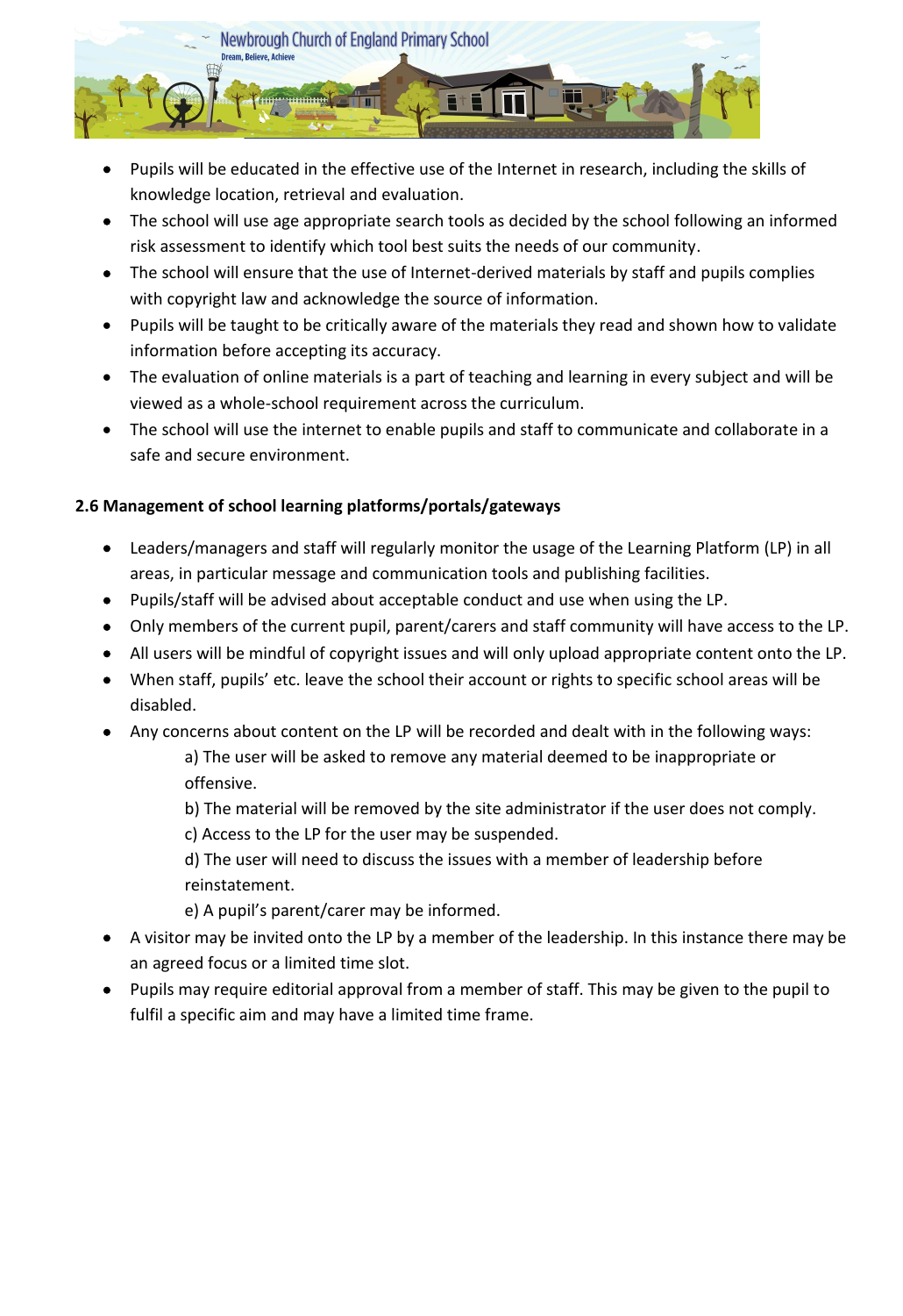- Pupils will be educated in the effective use of the Internet in research, including the skills of knowledge location, retrieval and evaluation.
- The school will use age appropriate search tools as decided by the school following an informed risk assessment to identify which tool best suits the needs of our community.
- The school will ensure that the use of Internet-derived materials by staff and pupils complies with copyright law and acknowledge the source of information.
- Pupils will be taught to be critically aware of the materials they read and shown how to validate information before accepting its accuracy.
- The evaluation of online materials is a part of teaching and learning in every subject and will be viewed as a whole-school requirement across the curriculum.
- The school will use the internet to enable pupils and staff to communicate and collaborate in a safe and secure environment.

**2.6 Management of school learning platforms/portals/gateways**

- Leaders/managers and staff will regularly monitor the usage of the Learning Platform (LP) in all areas, in particular message and communication tools and publishing facilities.
- Pupils/staff will be advised about acceptable conduct and use when using the LP.
- Only members of the current pupil, parent/carers and staff community will have access to the LP.
- All users will be mindful of copyright issues and will only upload appropriate content onto the LP.
- When staff, pupils' etc. leave the school their account or rights to specific school areas will be disabled.
- Any concerns about content on the LP will be recorded and dealt with in the following ways:

  a) The user will be asked to remove any material deemed to be inappropriate or offensive.

  b) The material will be removed by the site administrator if the user does not comply.

  c) Access to the LP for the user may be suspended.

  d) The user will need to discuss the issues with a member of leadership before reinstatement.

  e) A pupil's parent/carer may be informed.
- A visitor may be invited onto the LP by a member of the leadership. In this instance there may be an agreed focus or a limited time slot.
- Pupils may require editorial approval from a member of staff. This may be given to the pupil to fulfil a specific aim and may have a limited time frame.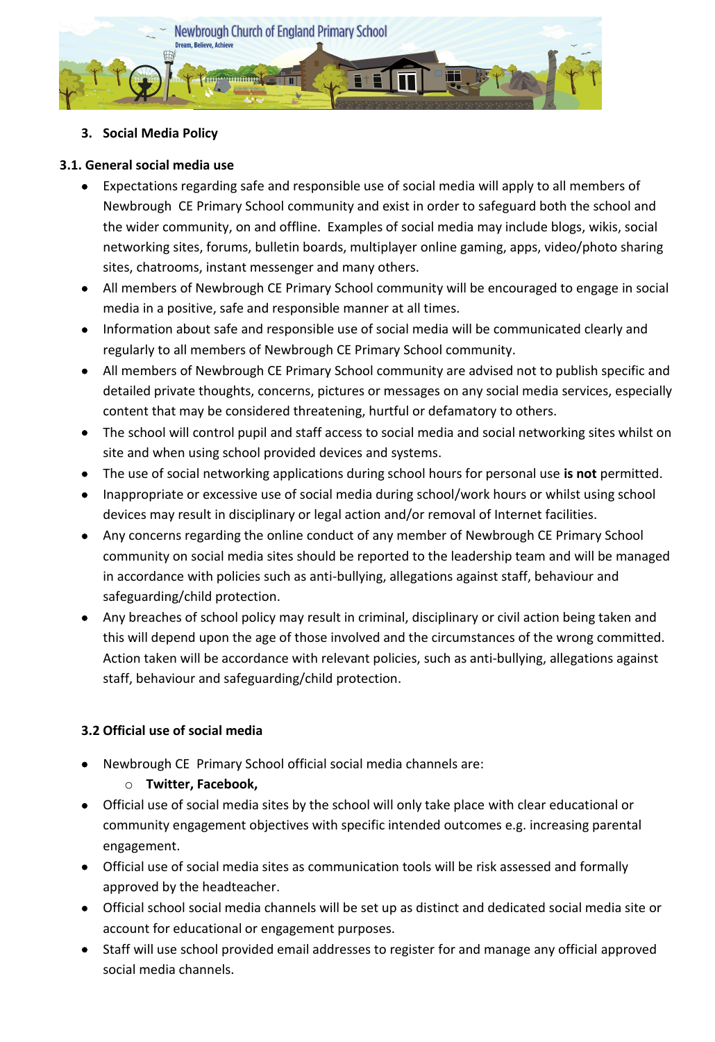## 3. Social Media Policy

### 3.1. General social media use

- Expectations regarding safe and responsible use of social media will apply to all members of Newbrough CE Primary School community and exist in order to safeguard both the school and the wider community, on and offline. Examples of social media may include blogs, wikis, social networking sites, forums, bulletin boards, multiplayer online gaming, apps, video/photo sharing sites, chatrooms, instant messenger and many others.
- All members of Newbrough CE Primary School community will be encouraged to engage in social media in a positive, safe and responsible manner at all times.
- Information about safe and responsible use of social media will be communicated clearly and regularly to all members of Newbrough CE Primary School community.
- All members of Newbrough CE Primary School community are advised not to publish specific and detailed private thoughts, concerns, pictures or messages on any social media services, especially content that may be considered threatening, hurtful or defamatory to others.
- The school will control pupil and staff access to social media and social networking sites whilst on site and when using school provided devices and systems.
- The use of social networking applications during school hours for personal use **is not** permitted.
- Inappropriate or excessive use of social media during school/work hours or whilst using school devices may result in disciplinary or legal action and/or removal of Internet facilities.
- Any concerns regarding the online conduct of any member of Newbrough CE Primary School community on social media sites should be reported to the leadership team and will be managed in accordance with policies such as anti-bullying, allegations against staff, behaviour and safeguarding/child protection.
- Any breaches of school policy may result in criminal, disciplinary or civil action being taken and this will depend upon the age of those involved and the circumstances of the wrong committed. Action taken will be accordance with relevant policies, such as anti-bullying, allegations against staff, behaviour and safeguarding/child protection.

### 3.2 Official use of social media

- Newbrough CE Primary School official social media channels are:
  - **Twitter, Facebook,**
- Official use of social media sites by the school will only take place with clear educational or community engagement objectives with specific intended outcomes e.g. increasing parental engagement.
- Official use of social media sites as communication tools will be risk assessed and formally approved by the headteacher.
- Official school social media channels will be set up as distinct and dedicated social media site or account for educational or engagement purposes.
- Staff will use school provided email addresses to register for and manage any official approved social media channels.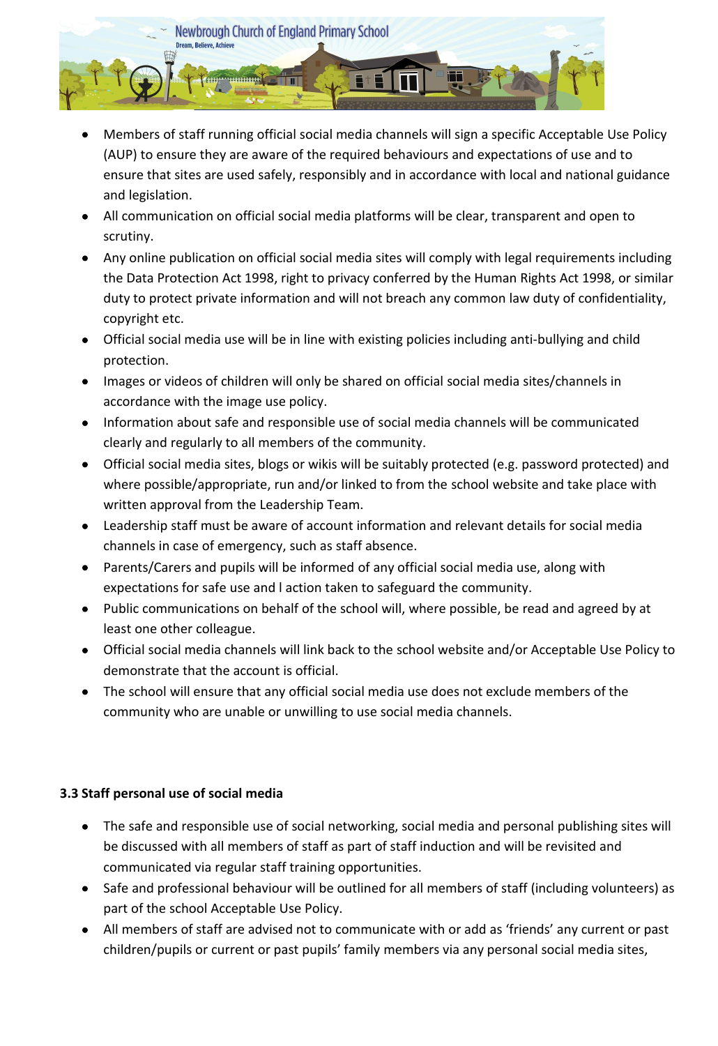- Members of staff running official social media channels will sign a specific Acceptable Use Policy (AUP) to ensure they are aware of the required behaviours and expectations of use and to ensure that sites are used safely, responsibly and in accordance with local and national guidance and legislation.
- All communication on official social media platforms will be clear, transparent and open to scrutiny.
- Any online publication on official social media sites will comply with legal requirements including the Data Protection Act 1998, right to privacy conferred by the Human Rights Act 1998, or similar duty to protect private information and will not breach any common law duty of confidentiality, copyright etc.
- Official social media use will be in line with existing policies including anti-bullying and child protection.
- Images or videos of children will only be shared on official social media sites/channels in accordance with the image use policy.
- Information about safe and responsible use of social media channels will be communicated clearly and regularly to all members of the community.
- Official social media sites, blogs or wikis will be suitably protected (e.g. password protected) and where possible/appropriate, run and/or linked to from the school website and take place with written approval from the Leadership Team.
- Leadership staff must be aware of account information and relevant details for social media channels in case of emergency, such as staff absence.
- Parents/Carers and pupils will be informed of any official social media use, along with expectations for safe use and l action taken to safeguard the community.
- Public communications on behalf of the school will, where possible, be read and agreed by at least one other colleague.
- Official social media channels will link back to the school website and/or Acceptable Use Policy to demonstrate that the account is official.
- The school will ensure that any official social media use does not exclude members of the community who are unable or unwilling to use social media channels.

**3.3 Staff personal use of social media**

- The safe and responsible use of social networking, social media and personal publishing sites will be discussed with all members of staff as part of staff induction and will be revisited and communicated via regular staff training opportunities.
- Safe and professional behaviour will be outlined for all members of staff (including volunteers) as part of the school Acceptable Use Policy.
- All members of staff are advised not to communicate with or add as 'friends' any current or past children/pupils or current or past pupils' family members via any personal social media sites,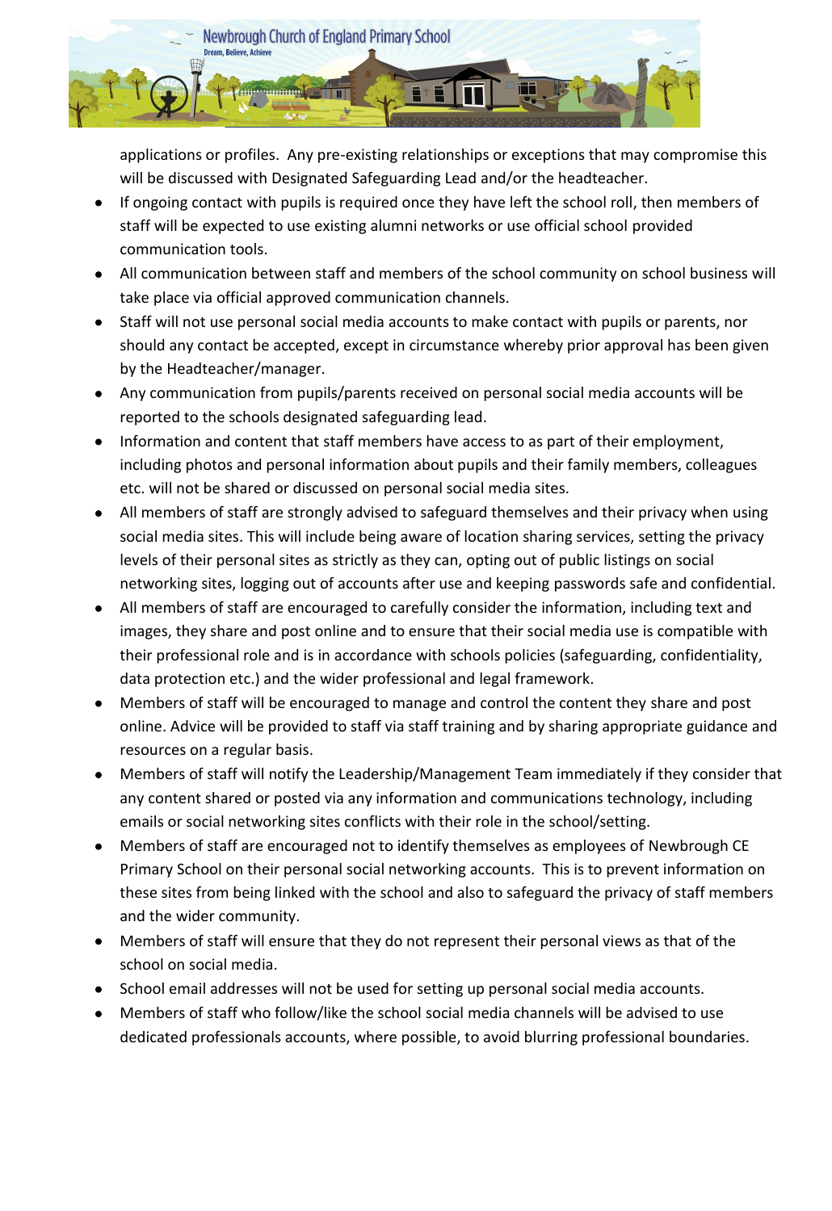applications or profiles. Any pre-existing relationships or exceptions that may compromise this will be discussed with Designated Safeguarding Lead and/or the headteacher.

- If ongoing contact with pupils is required once they have left the school roll, then members of staff will be expected to use existing alumni networks or use official school provided communication tools.
- All communication between staff and members of the school community on school business will take place via official approved communication channels.
- Staff will not use personal social media accounts to make contact with pupils or parents, nor should any contact be accepted, except in circumstance whereby prior approval has been given by the Headteacher/manager.
- Any communication from pupils/parents received on personal social media accounts will be reported to the schools designated safeguarding lead.
- Information and content that staff members have access to as part of their employment, including photos and personal information about pupils and their family members, colleagues etc. will not be shared or discussed on personal social media sites.
- All members of staff are strongly advised to safeguard themselves and their privacy when using social media sites. This will include being aware of location sharing services, setting the privacy levels of their personal sites as strictly as they can, opting out of public listings on social networking sites, logging out of accounts after use and keeping passwords safe and confidential.
- All members of staff are encouraged to carefully consider the information, including text and images, they share and post online and to ensure that their social media use is compatible with their professional role and is in accordance with schools policies (safeguarding, confidentiality, data protection etc.) and the wider professional and legal framework.
- Members of staff will be encouraged to manage and control the content they share and post online. Advice will be provided to staff via staff training and by sharing appropriate guidance and resources on a regular basis.
- Members of staff will notify the Leadership/Management Team immediately if they consider that any content shared or posted via any information and communications technology, including emails or social networking sites conflicts with their role in the school/setting.
- Members of staff are encouraged not to identify themselves as employees of Newbrough CE Primary School on their personal social networking accounts. This is to prevent information on these sites from being linked with the school and also to safeguard the privacy of staff members and the wider community.
- Members of staff will ensure that they do not represent their personal views as that of the school on social media.
- School email addresses will not be used for setting up personal social media accounts.
- Members of staff who follow/like the school social media channels will be advised to use dedicated professionals accounts, where possible, to avoid blurring professional boundaries.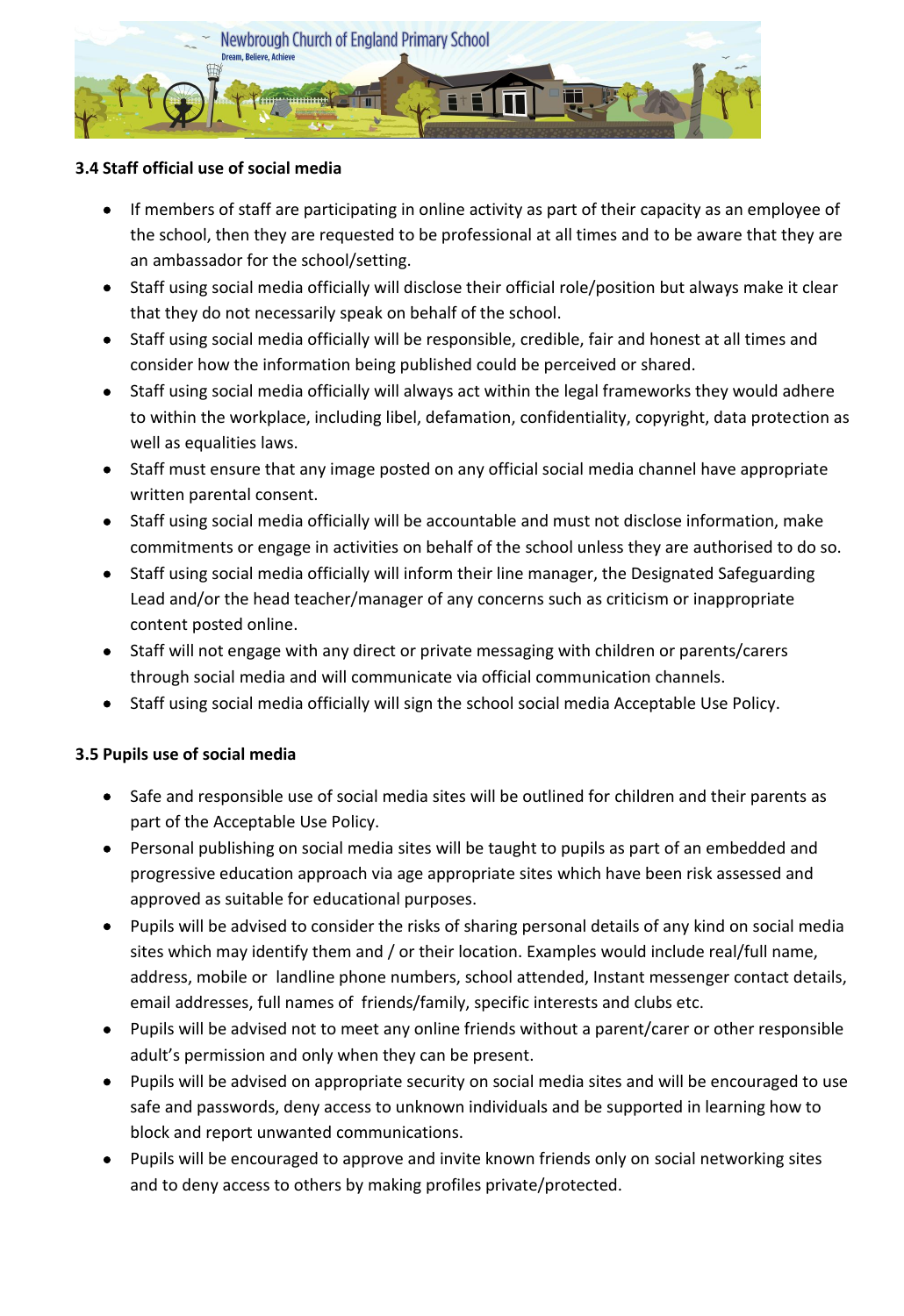### 3.4 Staff official use of social media

- If members of staff are participating in online activity as part of their capacity as an employee of the school, then they are requested to be professional at all times and to be aware that they are an ambassador for the school/setting.
- Staff using social media officially will disclose their official role/position but always make it clear that they do not necessarily speak on behalf of the school.
- Staff using social media officially will be responsible, credible, fair and honest at all times and consider how the information being published could be perceived or shared.
- Staff using social media officially will always act within the legal frameworks they would adhere to within the workplace, including libel, defamation, confidentiality, copyright, data protection as well as equalities laws.
- Staff must ensure that any image posted on any official social media channel have appropriate written parental consent.
- Staff using social media officially will be accountable and must not disclose information, make commitments or engage in activities on behalf of the school unless they are authorised to do so.
- Staff using social media officially will inform their line manager, the Designated Safeguarding Lead and/or the head teacher/manager of any concerns such as criticism or inappropriate content posted online.
- Staff will not engage with any direct or private messaging with children or parents/carers through social media and will communicate via official communication channels.
- Staff using social media officially will sign the school social media Acceptable Use Policy.

### 3.5 Pupils use of social media

- Safe and responsible use of social media sites will be outlined for children and their parents as part of the Acceptable Use Policy.
- Personal publishing on social media sites will be taught to pupils as part of an embedded and progressive education approach via age appropriate sites which have been risk assessed and approved as suitable for educational purposes.
- Pupils will be advised to consider the risks of sharing personal details of any kind on social media sites which may identify them and / or their location. Examples would include real/full name, address, mobile or landline phone numbers, school attended, Instant messenger contact details, email addresses, full names of friends/family, specific interests and clubs etc.
- Pupils will be advised not to meet any online friends without a parent/carer or other responsible adult's permission and only when they can be present.
- Pupils will be advised on appropriate security on social media sites and will be encouraged to use safe and passwords, deny access to unknown individuals and be supported in learning how to block and report unwanted communications.
- Pupils will be encouraged to approve and invite known friends only on social networking sites and to deny access to others by making profiles private/protected.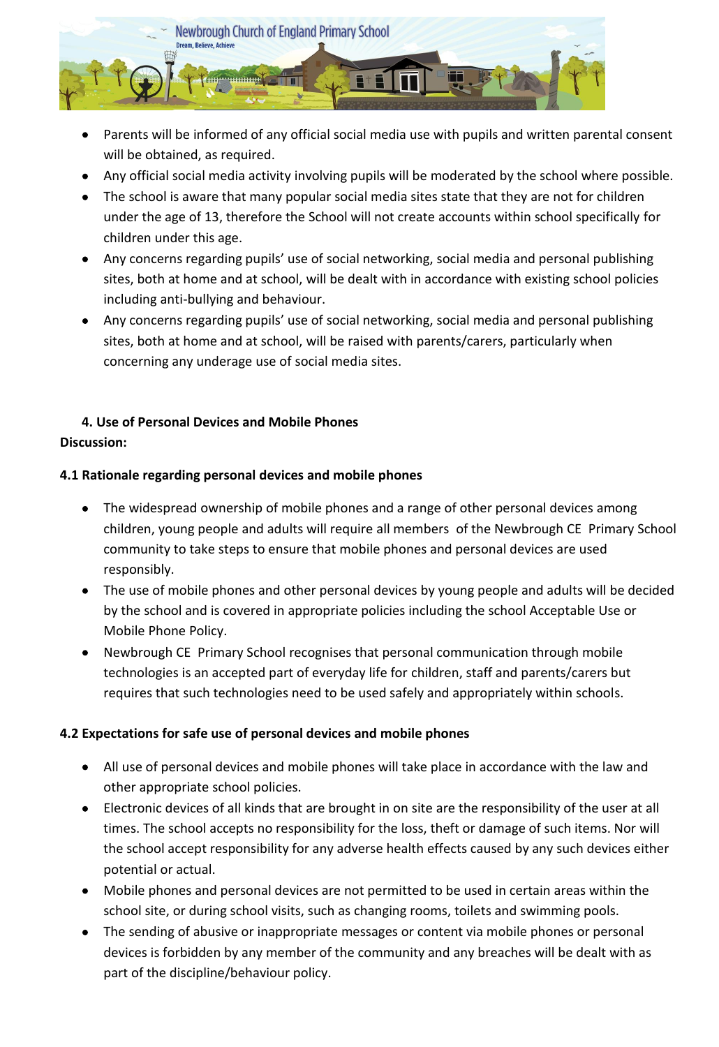- Parents will be informed of any official social media use with pupils and written parental consent will be obtained, as required.
- Any official social media activity involving pupils will be moderated by the school where possible.
- The school is aware that many popular social media sites state that they are not for children under the age of 13, therefore the School will not create accounts within school specifically for children under this age.
- Any concerns regarding pupils' use of social networking, social media and personal publishing sites, both at home and at school, will be dealt with in accordance with existing school policies including anti-bullying and behaviour.
- Any concerns regarding pupils' use of social networking, social media and personal publishing sites, both at home and at school, will be raised with parents/carers, particularly when concerning any underage use of social media sites.

## 4. Use of Personal Devices and Mobile Phones

**Discussion:**

### 4.1 Rationale regarding personal devices and mobile phones

- The widespread ownership of mobile phones and a range of other personal devices among children, young people and adults will require all members of the Newbrough CE Primary School community to take steps to ensure that mobile phones and personal devices are used responsibly.
- The use of mobile phones and other personal devices by young people and adults will be decided by the school and is covered in appropriate policies including the school Acceptable Use or Mobile Phone Policy.
- Newbrough CE Primary School recognises that personal communication through mobile technologies is an accepted part of everyday life for children, staff and parents/carers but requires that such technologies need to be used safely and appropriately within schools.

### 4.2 Expectations for safe use of personal devices and mobile phones

- All use of personal devices and mobile phones will take place in accordance with the law and other appropriate school policies.
- Electronic devices of all kinds that are brought in on site are the responsibility of the user at all times. The school accepts no responsibility for the loss, theft or damage of such items. Nor will the school accept responsibility for any adverse health effects caused by any such devices either potential or actual.
- Mobile phones and personal devices are not permitted to be used in certain areas within the school site, or during school visits, such as changing rooms, toilets and swimming pools.
- The sending of abusive or inappropriate messages or content via mobile phones or personal devices is forbidden by any member of the community and any breaches will be dealt with as part of the discipline/behaviour policy.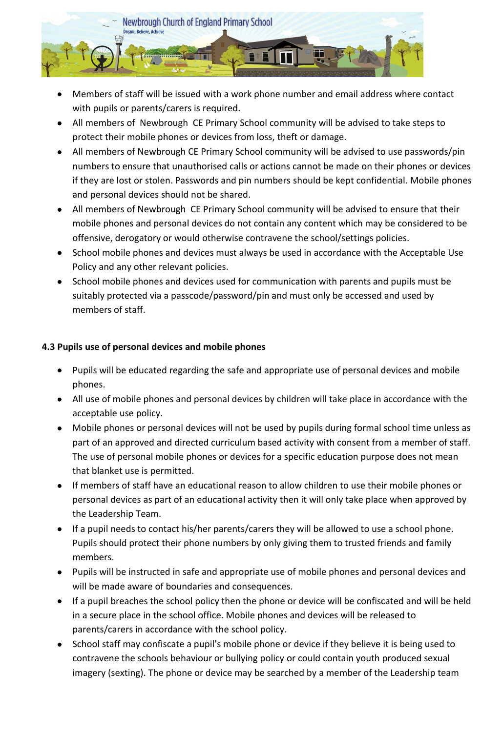- Members of staff will be issued with a work phone number and email address where contact with pupils or parents/carers is required.
- All members of Newbrough CE Primary School community will be advised to take steps to protect their mobile phones or devices from loss, theft or damage.
- All members of Newbrough CE Primary School community will be advised to use passwords/pin numbers to ensure that unauthorised calls or actions cannot be made on their phones or devices if they are lost or stolen. Passwords and pin numbers should be kept confidential. Mobile phones and personal devices should not be shared.
- All members of Newbrough CE Primary School community will be advised to ensure that their mobile phones and personal devices do not contain any content which may be considered to be offensive, derogatory or would otherwise contravene the school/settings policies.
- School mobile phones and devices must always be used in accordance with the Acceptable Use Policy and any other relevant policies.
- School mobile phones and devices used for communication with parents and pupils must be suitably protected via a passcode/password/pin and must only be accessed and used by members of staff.

**4.3 Pupils use of personal devices and mobile phones**

- Pupils will be educated regarding the safe and appropriate use of personal devices and mobile phones.
- All use of mobile phones and personal devices by children will take place in accordance with the acceptable use policy.
- Mobile phones or personal devices will not be used by pupils during formal school time unless as part of an approved and directed curriculum based activity with consent from a member of staff. The use of personal mobile phones or devices for a specific education purpose does not mean that blanket use is permitted.
- If members of staff have an educational reason to allow children to use their mobile phones or personal devices as part of an educational activity then it will only take place when approved by the Leadership Team.
- If a pupil needs to contact his/her parents/carers they will be allowed to use a school phone. Pupils should protect their phone numbers by only giving them to trusted friends and family members.
- Pupils will be instructed in safe and appropriate use of mobile phones and personal devices and will be made aware of boundaries and consequences.
- If a pupil breaches the school policy then the phone or device will be confiscated and will be held in a secure place in the school office. Mobile phones and devices will be released to parents/carers in accordance with the school policy.
- School staff may confiscate a pupil's mobile phone or device if they believe it is being used to contravene the schools behaviour or bullying policy or could contain youth produced sexual imagery (sexting). The phone or device may be searched by a member of the Leadership team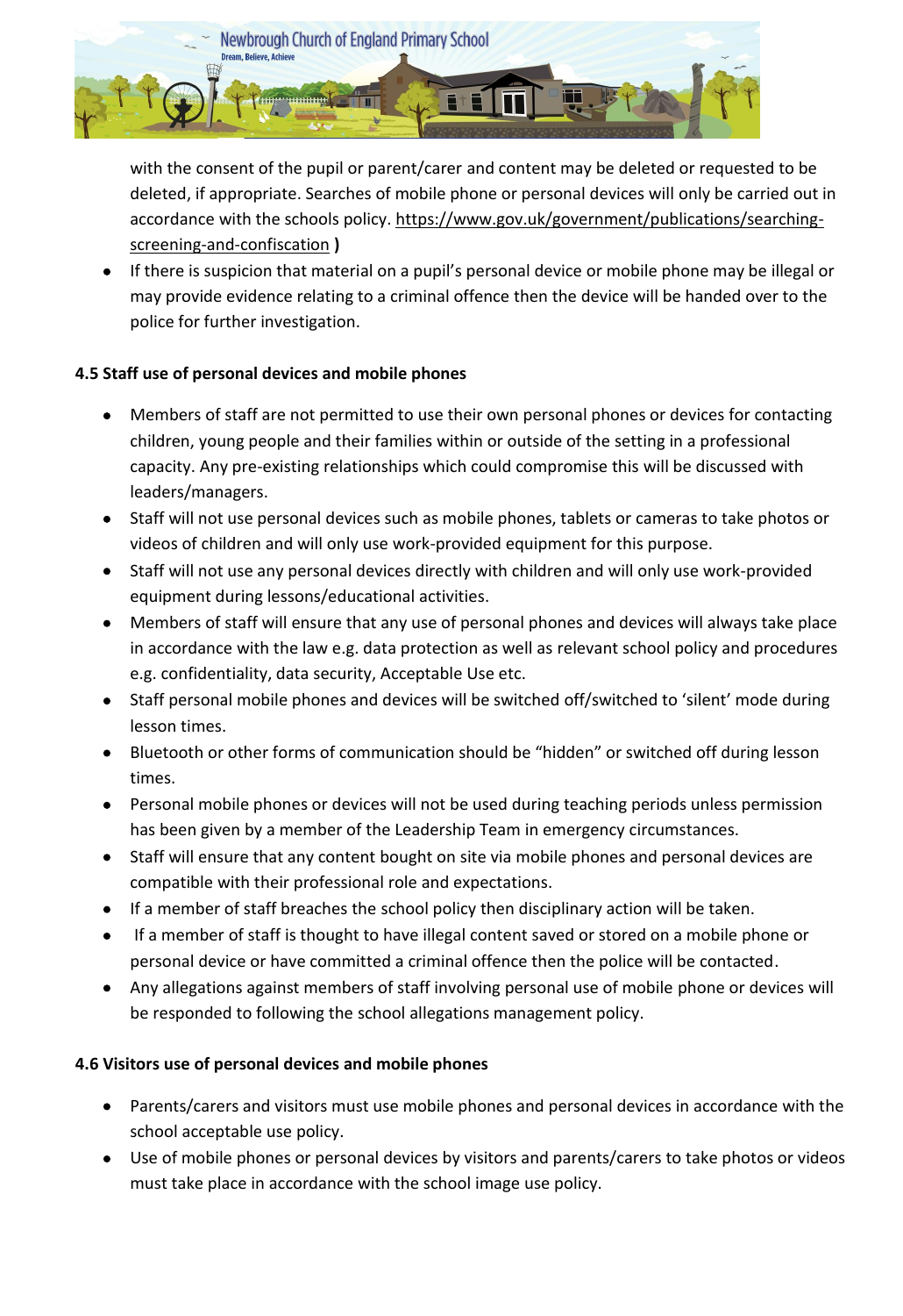with the consent of the pupil or parent/carer and content may be deleted or requested to be deleted, if appropriate. Searches of mobile phone or personal devices will only be carried out in accordance with the schools policy. https://www.gov.uk/government/publications/searching-screening-and-confiscation **)**

- If there is suspicion that material on a pupil's personal device or mobile phone may be illegal or may provide evidence relating to a criminal offence then the device will be handed over to the police for further investigation.

**4.5 Staff use of personal devices and mobile phones**

- Members of staff are not permitted to use their own personal phones or devices for contacting children, young people and their families within or outside of the setting in a professional capacity. Any pre-existing relationships which could compromise this will be discussed with leaders/managers.
- Staff will not use personal devices such as mobile phones, tablets or cameras to take photos or videos of children and will only use work-provided equipment for this purpose.
- Staff will not use any personal devices directly with children and will only use work-provided equipment during lessons/educational activities.
- Members of staff will ensure that any use of personal phones and devices will always take place in accordance with the law e.g. data protection as well as relevant school policy and procedures e.g. confidentiality, data security, Acceptable Use etc.
- Staff personal mobile phones and devices will be switched off/switched to 'silent' mode during lesson times.
- Bluetooth or other forms of communication should be "hidden" or switched off during lesson times.
- Personal mobile phones or devices will not be used during teaching periods unless permission has been given by a member of the Leadership Team in emergency circumstances.
- Staff will ensure that any content bought on site via mobile phones and personal devices are compatible with their professional role and expectations.
- If a member of staff breaches the school policy then disciplinary action will be taken.
- If a member of staff is thought to have illegal content saved or stored on a mobile phone or personal device or have committed a criminal offence then the police will be contacted.
- Any allegations against members of staff involving personal use of mobile phone or devices will be responded to following the school allegations management policy.

**4.6 Visitors use of personal devices and mobile phones**

- Parents/carers and visitors must use mobile phones and personal devices in accordance with the school acceptable use policy.
- Use of mobile phones or personal devices by visitors and parents/carers to take photos or videos must take place in accordance with the school image use policy.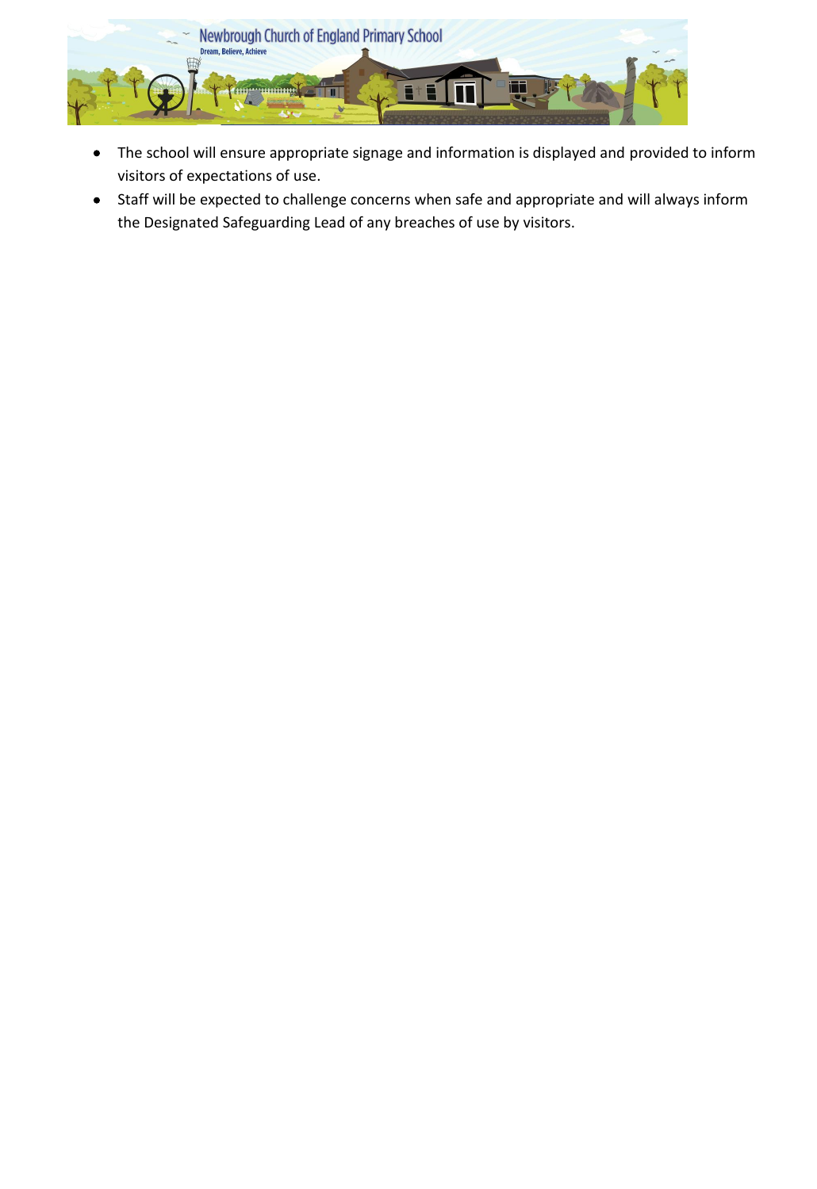- The school will ensure appropriate signage and information is displayed and provided to inform visitors of expectations of use.
- Staff will be expected to challenge concerns when safe and appropriate and will always inform the Designated Safeguarding Lead of any breaches of use by visitors.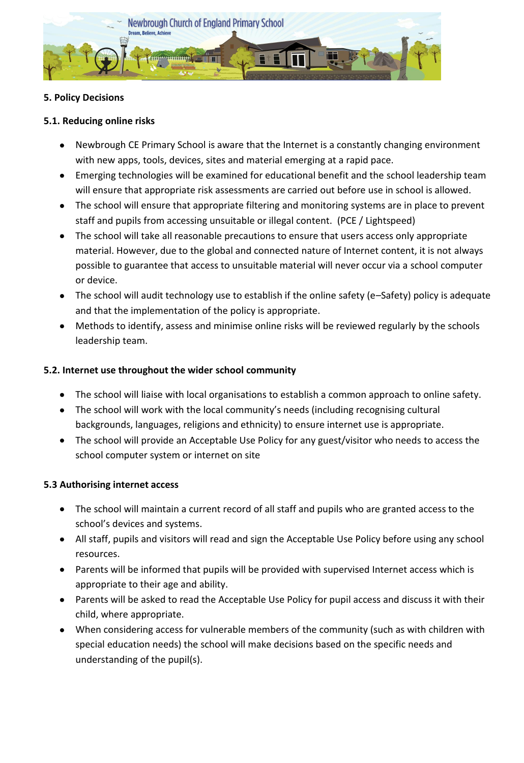## 5. Policy Decisions

### 5.1. Reducing online risks

- Newbrough CE Primary School is aware that the Internet is a constantly changing environment with new apps, tools, devices, sites and material emerging at a rapid pace.
- Emerging technologies will be examined for educational benefit and the school leadership team will ensure that appropriate risk assessments are carried out before use in school is allowed.
- The school will ensure that appropriate filtering and monitoring systems are in place to prevent staff and pupils from accessing unsuitable or illegal content. (PCE / Lightspeed)
- The school will take all reasonable precautions to ensure that users access only appropriate material. However, due to the global and connected nature of Internet content, it is not always possible to guarantee that access to unsuitable material will never occur via a school computer or device.
- The school will audit technology use to establish if the online safety (e–Safety) policy is adequate and that the implementation of the policy is appropriate.
- Methods to identify, assess and minimise online risks will be reviewed regularly by the schools leadership team.

### 5.2. Internet use throughout the wider school community

- The school will liaise with local organisations to establish a common approach to online safety.
- The school will work with the local community's needs (including recognising cultural backgrounds, languages, religions and ethnicity) to ensure internet use is appropriate.
- The school will provide an Acceptable Use Policy for any guest/visitor who needs to access the school computer system or internet on site

### 5.3 Authorising internet access

- The school will maintain a current record of all staff and pupils who are granted access to the school's devices and systems.
- All staff, pupils and visitors will read and sign the Acceptable Use Policy before using any school resources.
- Parents will be informed that pupils will be provided with supervised Internet access which is appropriate to their age and ability.
- Parents will be asked to read the Acceptable Use Policy for pupil access and discuss it with their child, where appropriate.
- When considering access for vulnerable members of the community (such as with children with special education needs) the school will make decisions based on the specific needs and understanding of the pupil(s).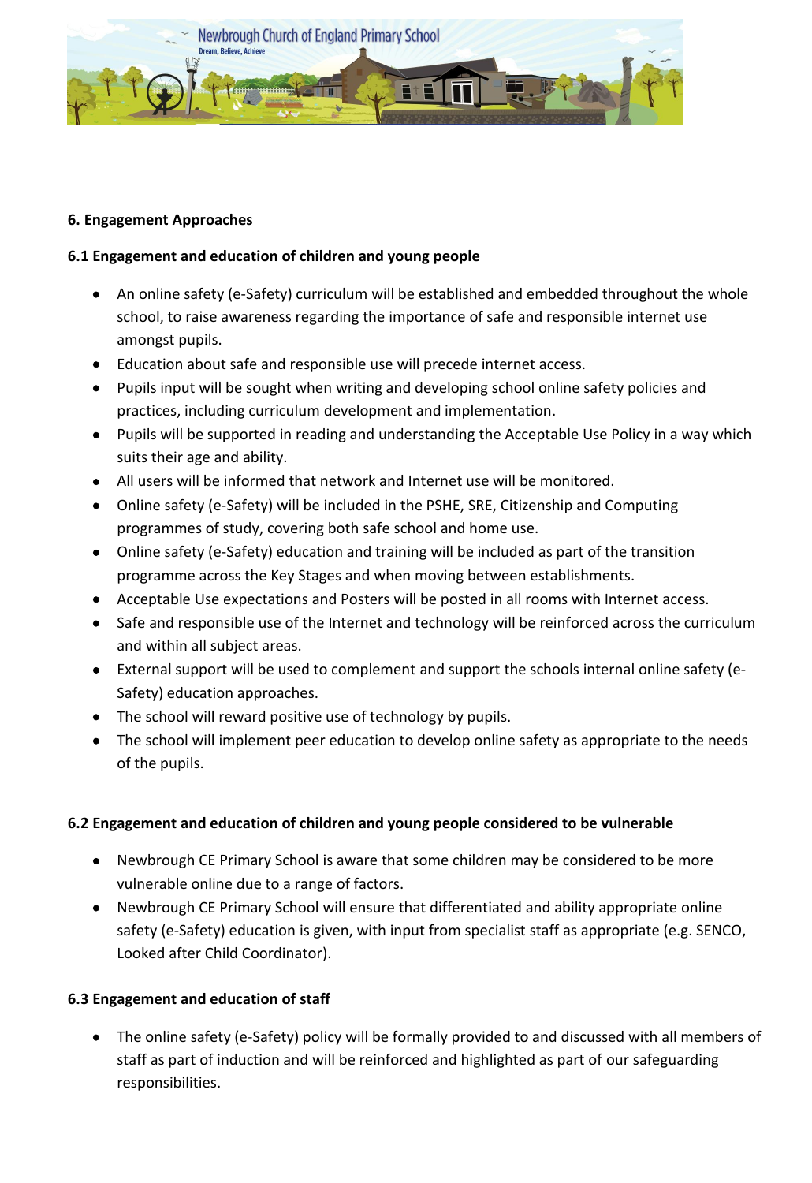## 6. Engagement Approaches

### 6.1 Engagement and education of children and young people

- An online safety (e-Safety) curriculum will be established and embedded throughout the whole school, to raise awareness regarding the importance of safe and responsible internet use amongst pupils.
- Education about safe and responsible use will precede internet access.
- Pupils input will be sought when writing and developing school online safety policies and practices, including curriculum development and implementation.
- Pupils will be supported in reading and understanding the Acceptable Use Policy in a way which suits their age and ability.
- All users will be informed that network and Internet use will be monitored.
- Online safety (e-Safety) will be included in the PSHE, SRE, Citizenship and Computing programmes of study, covering both safe school and home use.
- Online safety (e-Safety) education and training will be included as part of the transition programme across the Key Stages and when moving between establishments.
- Acceptable Use expectations and Posters will be posted in all rooms with Internet access.
- Safe and responsible use of the Internet and technology will be reinforced across the curriculum and within all subject areas.
- External support will be used to complement and support the schools internal online safety (e-Safety) education approaches.
- The school will reward positive use of technology by pupils.
- The school will implement peer education to develop online safety as appropriate to the needs of the pupils.

### 6.2 Engagement and education of children and young people considered to be vulnerable

- Newbrough CE Primary School is aware that some children may be considered to be more vulnerable online due to a range of factors.
- Newbrough CE Primary School will ensure that differentiated and ability appropriate online safety (e-Safety) education is given, with input from specialist staff as appropriate (e.g. SENCO, Looked after Child Coordinator).

### 6.3 Engagement and education of staff

- The online safety (e-Safety) policy will be formally provided to and discussed with all members of staff as part of induction and will be reinforced and highlighted as part of our safeguarding responsibilities.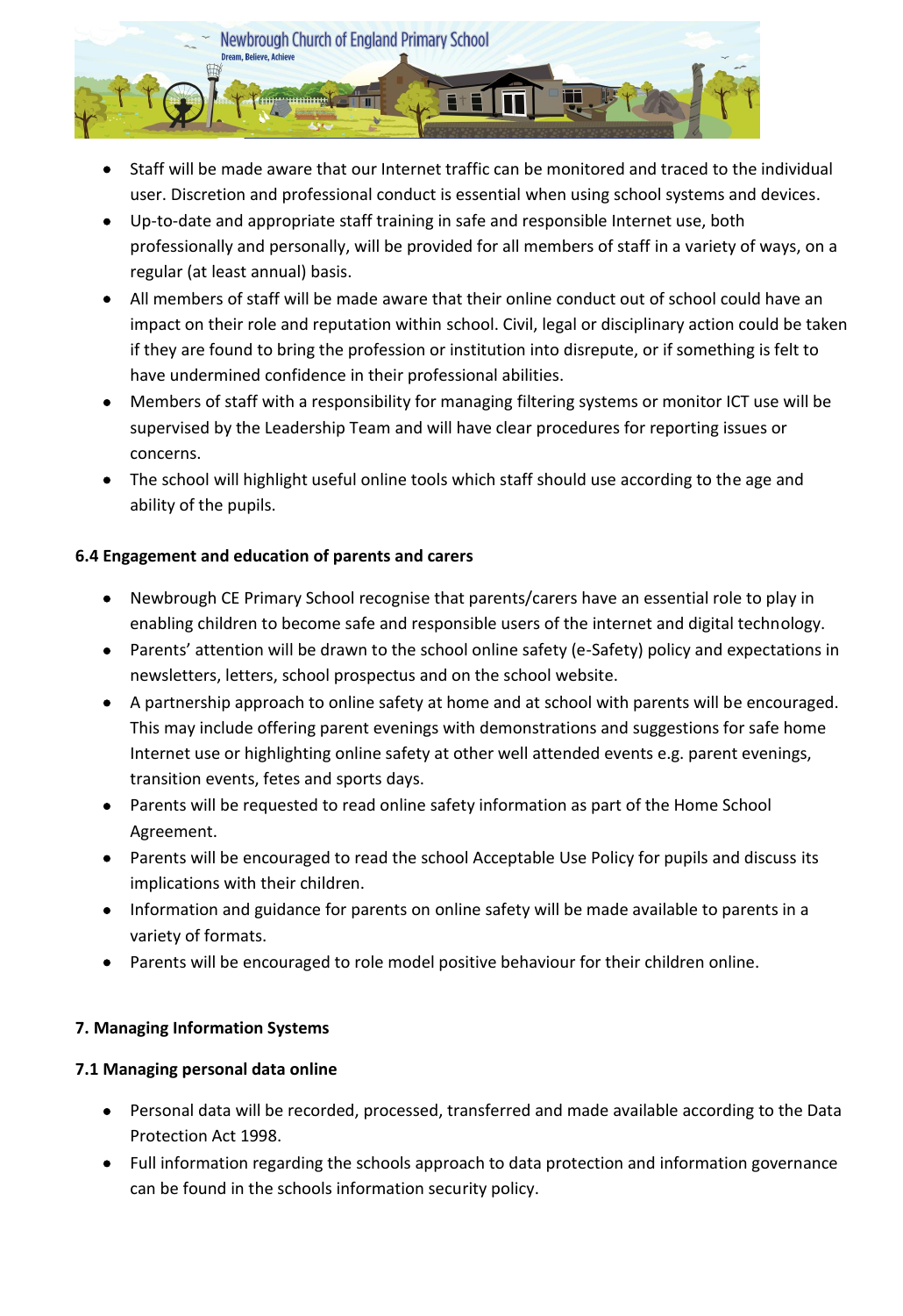- Staff will be made aware that our Internet traffic can be monitored and traced to the individual user. Discretion and professional conduct is essential when using school systems and devices.
- Up-to-date and appropriate staff training in safe and responsible Internet use, both professionally and personally, will be provided for all members of staff in a variety of ways, on a regular (at least annual) basis.
- All members of staff will be made aware that their online conduct out of school could have an impact on their role and reputation within school. Civil, legal or disciplinary action could be taken if they are found to bring the profession or institution into disrepute, or if something is felt to have undermined confidence in their professional abilities.
- Members of staff with a responsibility for managing filtering systems or monitor ICT use will be supervised by the Leadership Team and will have clear procedures for reporting issues or concerns.
- The school will highlight useful online tools which staff should use according to the age and ability of the pupils.

**6.4 Engagement and education of parents and carers**

- Newbrough CE Primary School recognise that parents/carers have an essential role to play in enabling children to become safe and responsible users of the internet and digital technology.
- Parents' attention will be drawn to the school online safety (e-Safety) policy and expectations in newsletters, letters, school prospectus and on the school website.
- A partnership approach to online safety at home and at school with parents will be encouraged. This may include offering parent evenings with demonstrations and suggestions for safe home Internet use or highlighting online safety at other well attended events e.g. parent evenings, transition events, fetes and sports days.
- Parents will be requested to read online safety information as part of the Home School Agreement.
- Parents will be encouraged to read the school Acceptable Use Policy for pupils and discuss its implications with their children.
- Information and guidance for parents on online safety will be made available to parents in a variety of formats.
- Parents will be encouraged to role model positive behaviour for their children online.

**7. Managing Information Systems**

**7.1 Managing personal data online**

- Personal data will be recorded, processed, transferred and made available according to the Data Protection Act 1998.
- Full information regarding the schools approach to data protection and information governance can be found in the schools information security policy.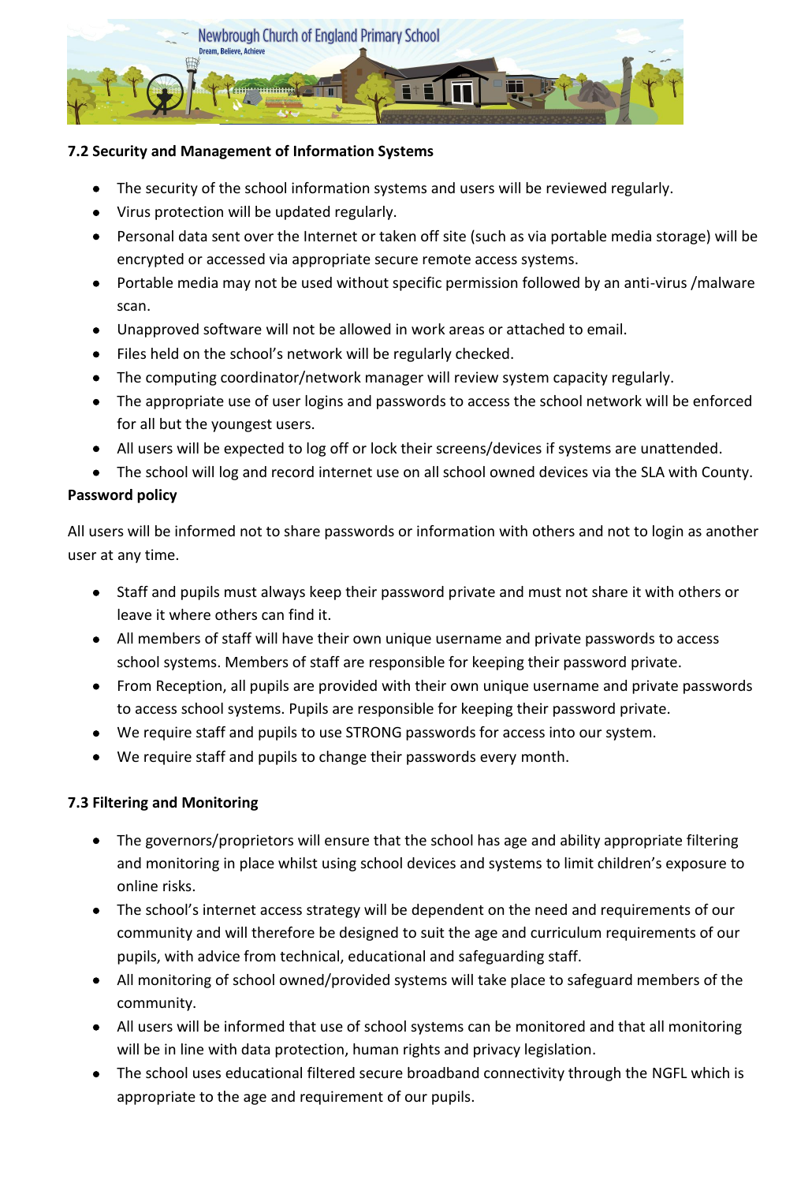### 7.2 Security and Management of Information Systems

- The security of the school information systems and users will be reviewed regularly.
- Virus protection will be updated regularly.
- Personal data sent over the Internet or taken off site (such as via portable media storage) will be encrypted or accessed via appropriate secure remote access systems.
- Portable media may not be used without specific permission followed by an anti-virus /malware scan.
- Unapproved software will not be allowed in work areas or attached to email.
- Files held on the school's network will be regularly checked.
- The computing coordinator/network manager will review system capacity regularly.
- The appropriate use of user logins and passwords to access the school network will be enforced for all but the youngest users.
- All users will be expected to log off or lock their screens/devices if systems are unattended.
- The school will log and record internet use on all school owned devices via the SLA with County.

**Password policy**

All users will be informed not to share passwords or information with others and not to login as another user at any time.

- Staff and pupils must always keep their password private and must not share it with others or leave it where others can find it.
- All members of staff will have their own unique username and private passwords to access school systems. Members of staff are responsible for keeping their password private.
- From Reception, all pupils are provided with their own unique username and private passwords to access school systems. Pupils are responsible for keeping their password private.
- We require staff and pupils to use STRONG passwords for access into our system.
- We require staff and pupils to change their passwords every month.

### 7.3 Filtering and Monitoring

- The governors/proprietors will ensure that the school has age and ability appropriate filtering and monitoring in place whilst using school devices and systems to limit children's exposure to online risks.
- The school's internet access strategy will be dependent on the need and requirements of our community and will therefore be designed to suit the age and curriculum requirements of our pupils, with advice from technical, educational and safeguarding staff.
- All monitoring of school owned/provided systems will take place to safeguard members of the community.
- All users will be informed that use of school systems can be monitored and that all monitoring will be in line with data protection, human rights and privacy legislation.
- The school uses educational filtered secure broadband connectivity through the NGFL which is appropriate to the age and requirement of our pupils.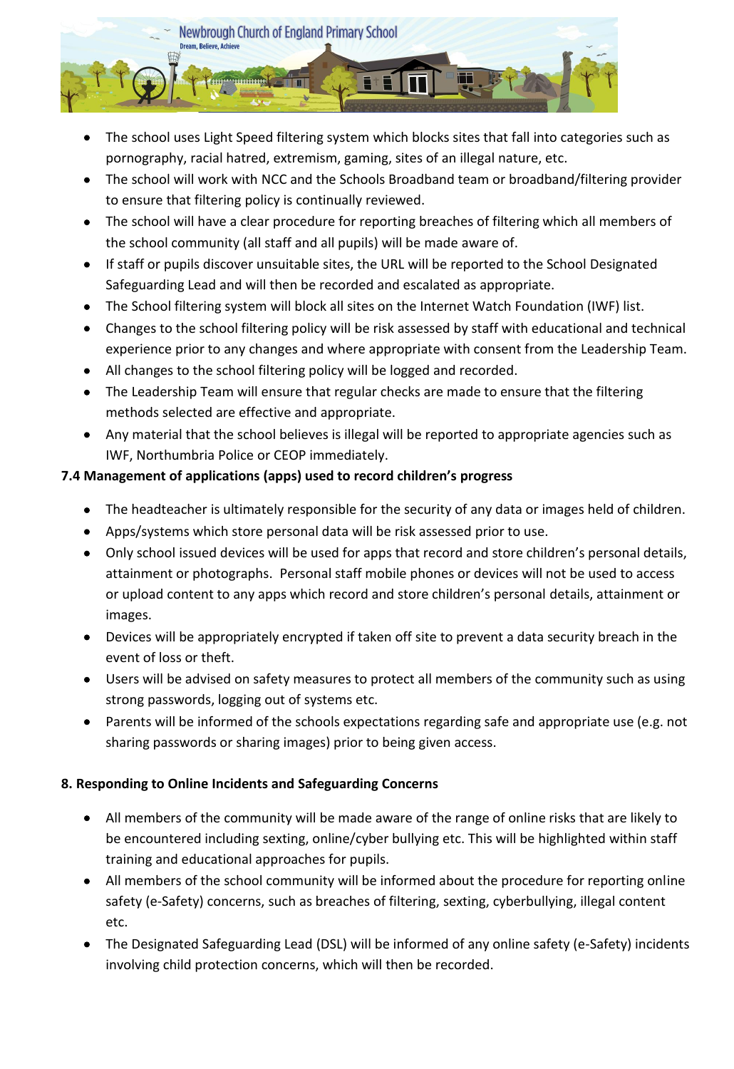- The school uses Light Speed filtering system which blocks sites that fall into categories such as pornography, racial hatred, extremism, gaming, sites of an illegal nature, etc.
- The school will work with NCC and the Schools Broadband team or broadband/filtering provider to ensure that filtering policy is continually reviewed.
- The school will have a clear procedure for reporting breaches of filtering which all members of the school community (all staff and all pupils) will be made aware of.
- If staff or pupils discover unsuitable sites, the URL will be reported to the School Designated Safeguarding Lead and will then be recorded and escalated as appropriate.
- The School filtering system will block all sites on the Internet Watch Foundation (IWF) list.
- Changes to the school filtering policy will be risk assessed by staff with educational and technical experience prior to any changes and where appropriate with consent from the Leadership Team.
- All changes to the school filtering policy will be logged and recorded.
- The Leadership Team will ensure that regular checks are made to ensure that the filtering methods selected are effective and appropriate.
- Any material that the school believes is illegal will be reported to appropriate agencies such as IWF, Northumbria Police or CEOP immediately.

**7.4 Management of applications (apps) used to record children's progress**

- The headteacher is ultimately responsible for the security of any data or images held of children.
- Apps/systems which store personal data will be risk assessed prior to use.
- Only school issued devices will be used for apps that record and store children's personal details, attainment or photographs. Personal staff mobile phones or devices will not be used to access or upload content to any apps which record and store children's personal details, attainment or images.
- Devices will be appropriately encrypted if taken off site to prevent a data security breach in the event of loss or theft.
- Users will be advised on safety measures to protect all members of the community such as using strong passwords, logging out of systems etc.
- Parents will be informed of the schools expectations regarding safe and appropriate use (e.g. not sharing passwords or sharing images) prior to being given access.

**8. Responding to Online Incidents and Safeguarding Concerns**

- All members of the community will be made aware of the range of online risks that are likely to be encountered including sexting, online/cyber bullying etc. This will be highlighted within staff training and educational approaches for pupils.
- All members of the school community will be informed about the procedure for reporting online safety (e-Safety) concerns, such as breaches of filtering, sexting, cyberbullying, illegal content etc.
- The Designated Safeguarding Lead (DSL) will be informed of any online safety (e-Safety) incidents involving child protection concerns, which will then be recorded.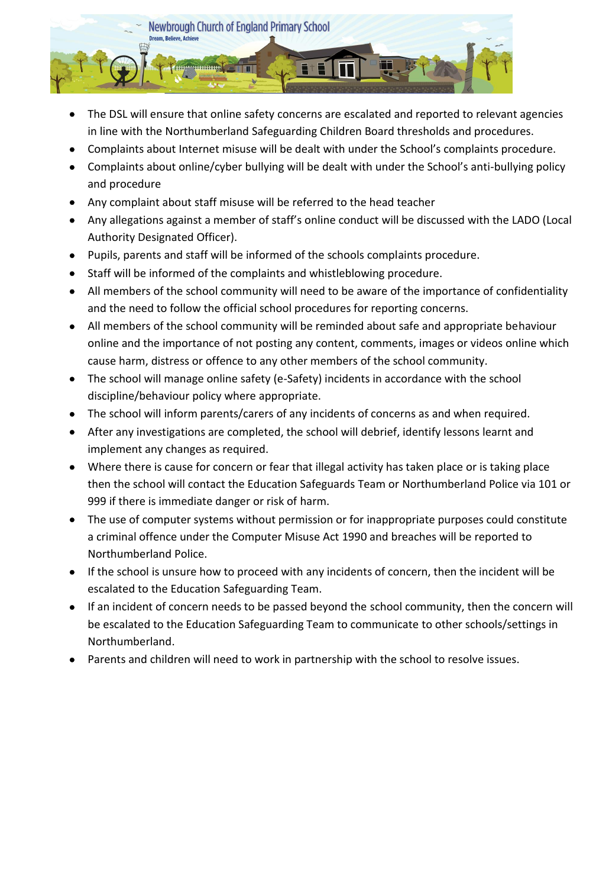- The DSL will ensure that online safety concerns are escalated and reported to relevant agencies in line with the Northumberland Safeguarding Children Board thresholds and procedures.
- Complaints about Internet misuse will be dealt with under the School's complaints procedure.
- Complaints about online/cyber bullying will be dealt with under the School's anti-bullying policy and procedure
- Any complaint about staff misuse will be referred to the head teacher
- Any allegations against a member of staff's online conduct will be discussed with the LADO (Local Authority Designated Officer).
- Pupils, parents and staff will be informed of the schools complaints procedure.
- Staff will be informed of the complaints and whistleblowing procedure.
- All members of the school community will need to be aware of the importance of confidentiality and the need to follow the official school procedures for reporting concerns.
- All members of the school community will be reminded about safe and appropriate behaviour online and the importance of not posting any content, comments, images or videos online which cause harm, distress or offence to any other members of the school community.
- The school will manage online safety (e-Safety) incidents in accordance with the school discipline/behaviour policy where appropriate.
- The school will inform parents/carers of any incidents of concerns as and when required.
- After any investigations are completed, the school will debrief, identify lessons learnt and implement any changes as required.
- Where there is cause for concern or fear that illegal activity has taken place or is taking place then the school will contact the Education Safeguards Team or Northumberland Police via 101 or 999 if there is immediate danger or risk of harm.
- The use of computer systems without permission or for inappropriate purposes could constitute a criminal offence under the Computer Misuse Act 1990 and breaches will be reported to Northumberland Police.
- If the school is unsure how to proceed with any incidents of concern, then the incident will be escalated to the Education Safeguarding Team.
- If an incident of concern needs to be passed beyond the school community, then the concern will be escalated to the Education Safeguarding Team to communicate to other schools/settings in Northumberland.
- Parents and children will need to work in partnership with the school to resolve issues.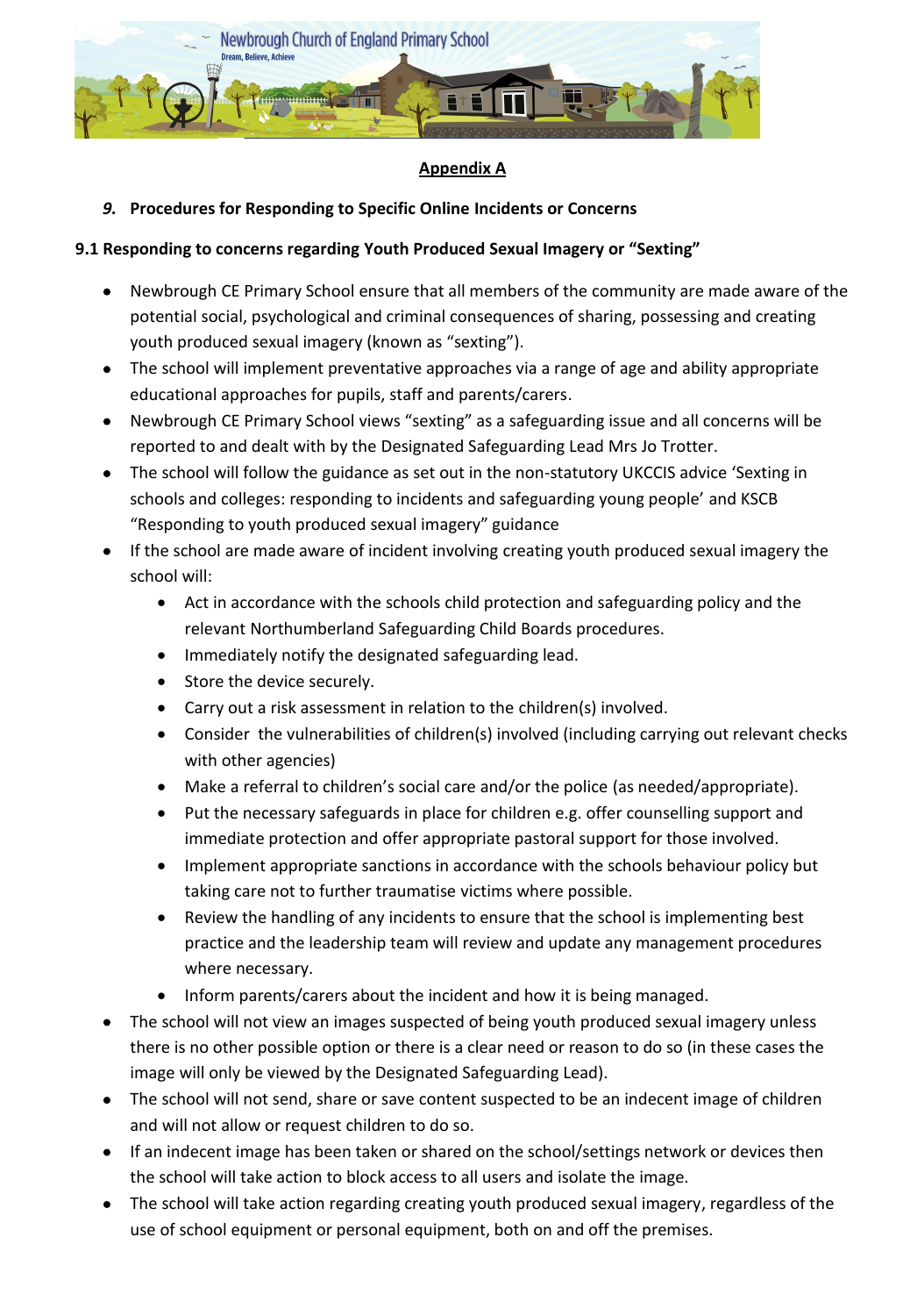## Appendix A

### *9.* Procedures for Responding to Specific Online Incidents or Concerns

**9.1 Responding to concerns regarding Youth Produced Sexual Imagery or "Sexting"**

- Newbrough CE Primary School ensure that all members of the community are made aware of the potential social, psychological and criminal consequences of sharing, possessing and creating youth produced sexual imagery (known as "sexting").
- The school will implement preventative approaches via a range of age and ability appropriate educational approaches for pupils, staff and parents/carers.
- Newbrough CE Primary School views "sexting" as a safeguarding issue and all concerns will be reported to and dealt with by the Designated Safeguarding Lead Mrs Jo Trotter.
- The school will follow the guidance as set out in the non-statutory UKCCIS advice 'Sexting in schools and colleges: responding to incidents and safeguarding young people' and KSCB "Responding to youth produced sexual imagery" guidance
- If the school are made aware of incident involving creating youth produced sexual imagery the school will:
  - Act in accordance with the schools child protection and safeguarding policy and the relevant Northumberland Safeguarding Child Boards procedures.
  - Immediately notify the designated safeguarding lead.
  - Store the device securely.
  - Carry out a risk assessment in relation to the children(s) involved.
  - Consider the vulnerabilities of children(s) involved (including carrying out relevant checks with other agencies)
  - Make a referral to children's social care and/or the police (as needed/appropriate).
  - Put the necessary safeguards in place for children e.g. offer counselling support and immediate protection and offer appropriate pastoral support for those involved.
  - Implement appropriate sanctions in accordance with the schools behaviour policy but taking care not to further traumatise victims where possible.
  - Review the handling of any incidents to ensure that the school is implementing best practice and the leadership team will review and update any management procedures where necessary.
  - Inform parents/carers about the incident and how it is being managed.
- The school will not view an images suspected of being youth produced sexual imagery unless there is no other possible option or there is a clear need or reason to do so (in these cases the image will only be viewed by the Designated Safeguarding Lead).
- The school will not send, share or save content suspected to be an indecent image of children and will not allow or request children to do so.
- If an indecent image has been taken or shared on the school/settings network or devices then the school will take action to block access to all users and isolate the image.
- The school will take action regarding creating youth produced sexual imagery, regardless of the use of school equipment or personal equipment, both on and off the premises.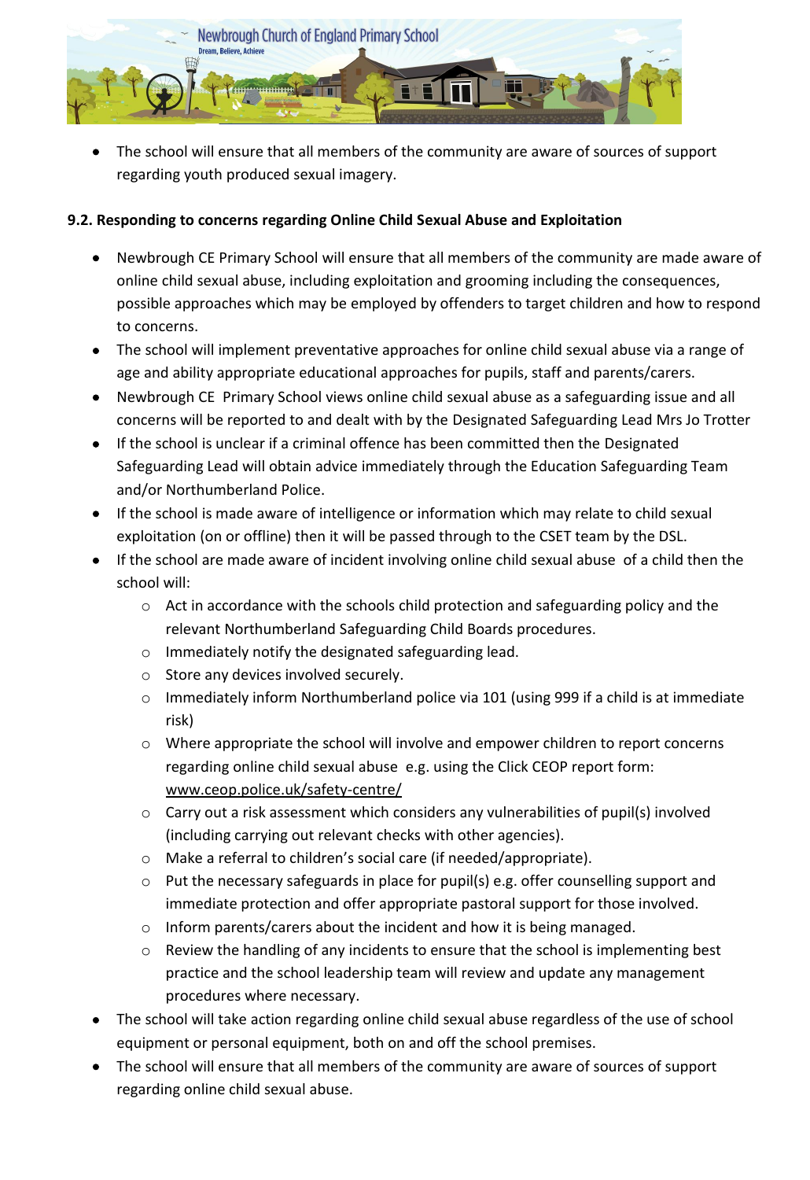- The school will ensure that all members of the community are aware of sources of support regarding youth produced sexual imagery.

**9.2. Responding to concerns regarding Online Child Sexual Abuse and Exploitation**

- Newbrough CE Primary School will ensure that all members of the community are made aware of online child sexual abuse, including exploitation and grooming including the consequences, possible approaches which may be employed by offenders to target children and how to respond to concerns.
- The school will implement preventative approaches for online child sexual abuse via a range of age and ability appropriate educational approaches for pupils, staff and parents/carers.
- Newbrough CE Primary School views online child sexual abuse as a safeguarding issue and all concerns will be reported to and dealt with by the Designated Safeguarding Lead Mrs Jo Trotter
- If the school is unclear if a criminal offence has been committed then the Designated Safeguarding Lead will obtain advice immediately through the Education Safeguarding Team and/or Northumberland Police.
- If the school is made aware of intelligence or information which may relate to child sexual exploitation (on or offline) then it will be passed through to the CSET team by the DSL.
- If the school are made aware of incident involving online child sexual abuse of a child then the school will:
  - Act in accordance with the schools child protection and safeguarding policy and the relevant Northumberland Safeguarding Child Boards procedures.
  - Immediately notify the designated safeguarding lead.
  - Store any devices involved securely.
  - Immediately inform Northumberland police via 101 (using 999 if a child is at immediate risk)
  - Where appropriate the school will involve and empower children to report concerns regarding online child sexual abuse e.g. using the Click CEOP report form: www.ceop.police.uk/safety-centre/
  - Carry out a risk assessment which considers any vulnerabilities of pupil(s) involved (including carrying out relevant checks with other agencies).
  - Make a referral to children's social care (if needed/appropriate).
  - Put the necessary safeguards in place for pupil(s) e.g. offer counselling support and immediate protection and offer appropriate pastoral support for those involved.
  - Inform parents/carers about the incident and how it is being managed.
  - Review the handling of any incidents to ensure that the school is implementing best practice and the school leadership team will review and update any management procedures where necessary.
- The school will take action regarding online child sexual abuse regardless of the use of school equipment or personal equipment, both on and off the school premises.
- The school will ensure that all members of the community are aware of sources of support regarding online child sexual abuse.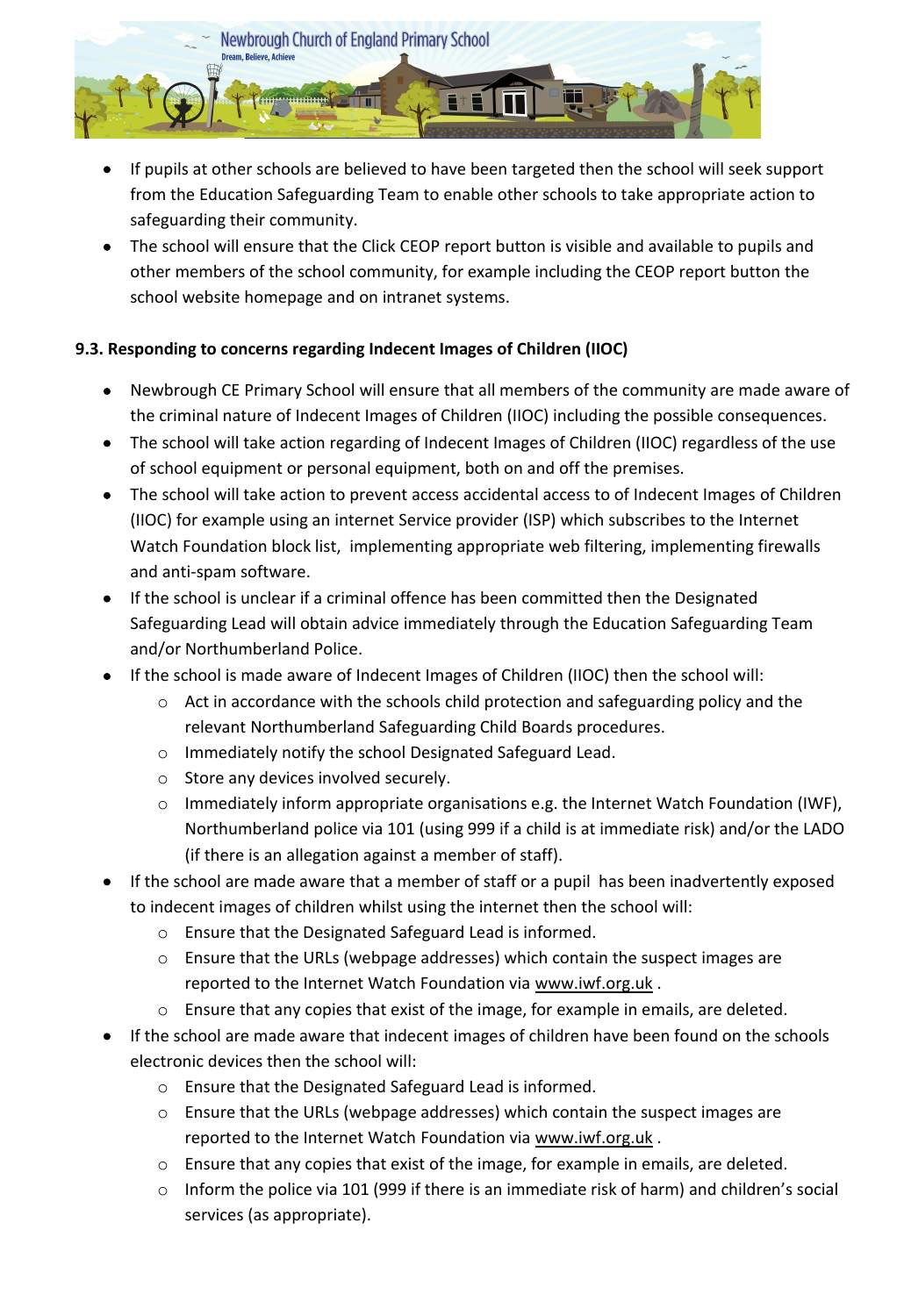- If pupils at other schools are believed to have been targeted then the school will seek support from the Education Safeguarding Team to enable other schools to take appropriate action to safeguarding their community.
- The school will ensure that the Click CEOP report button is visible and available to pupils and other members of the school community, for example including the CEOP report button the school website homepage and on intranet systems.

**9.3. Responding to concerns regarding Indecent Images of Children (IIOC)**

- Newbrough CE Primary School will ensure that all members of the community are made aware of the criminal nature of Indecent Images of Children (IIOC) including the possible consequences.
- The school will take action regarding of Indecent Images of Children (IIOC) regardless of the use of school equipment or personal equipment, both on and off the premises.
- The school will take action to prevent access accidental access to of Indecent Images of Children (IIOC) for example using an internet Service provider (ISP) which subscribes to the Internet Watch Foundation block list, implementing appropriate web filtering, implementing firewalls and anti-spam software.
- If the school is unclear if a criminal offence has been committed then the Designated Safeguarding Lead will obtain advice immediately through the Education Safeguarding Team and/or Northumberland Police.
- If the school is made aware of Indecent Images of Children (IIOC) then the school will:
  - Act in accordance with the schools child protection and safeguarding policy and the relevant Northumberland Safeguarding Child Boards procedures.
  - Immediately notify the school Designated Safeguard Lead.
  - Store any devices involved securely.
  - Immediately inform appropriate organisations e.g. the Internet Watch Foundation (IWF), Northumberland police via 101 (using 999 if a child is at immediate risk) and/or the LADO (if there is an allegation against a member of staff).
- If the school are made aware that a member of staff or a pupil has been inadvertently exposed to indecent images of children whilst using the internet then the school will:
  - Ensure that the Designated Safeguard Lead is informed.
  - Ensure that the URLs (webpage addresses) which contain the suspect images are reported to the Internet Watch Foundation via www.iwf.org.uk .
  - Ensure that any copies that exist of the image, for example in emails, are deleted.
- If the school are made aware that indecent images of children have been found on the schools electronic devices then the school will:
  - Ensure that the Designated Safeguard Lead is informed.
  - Ensure that the URLs (webpage addresses) which contain the suspect images are reported to the Internet Watch Foundation via www.iwf.org.uk .
  - Ensure that any copies that exist of the image, for example in emails, are deleted.
  - Inform the police via 101 (999 if there is an immediate risk of harm) and children's social services (as appropriate).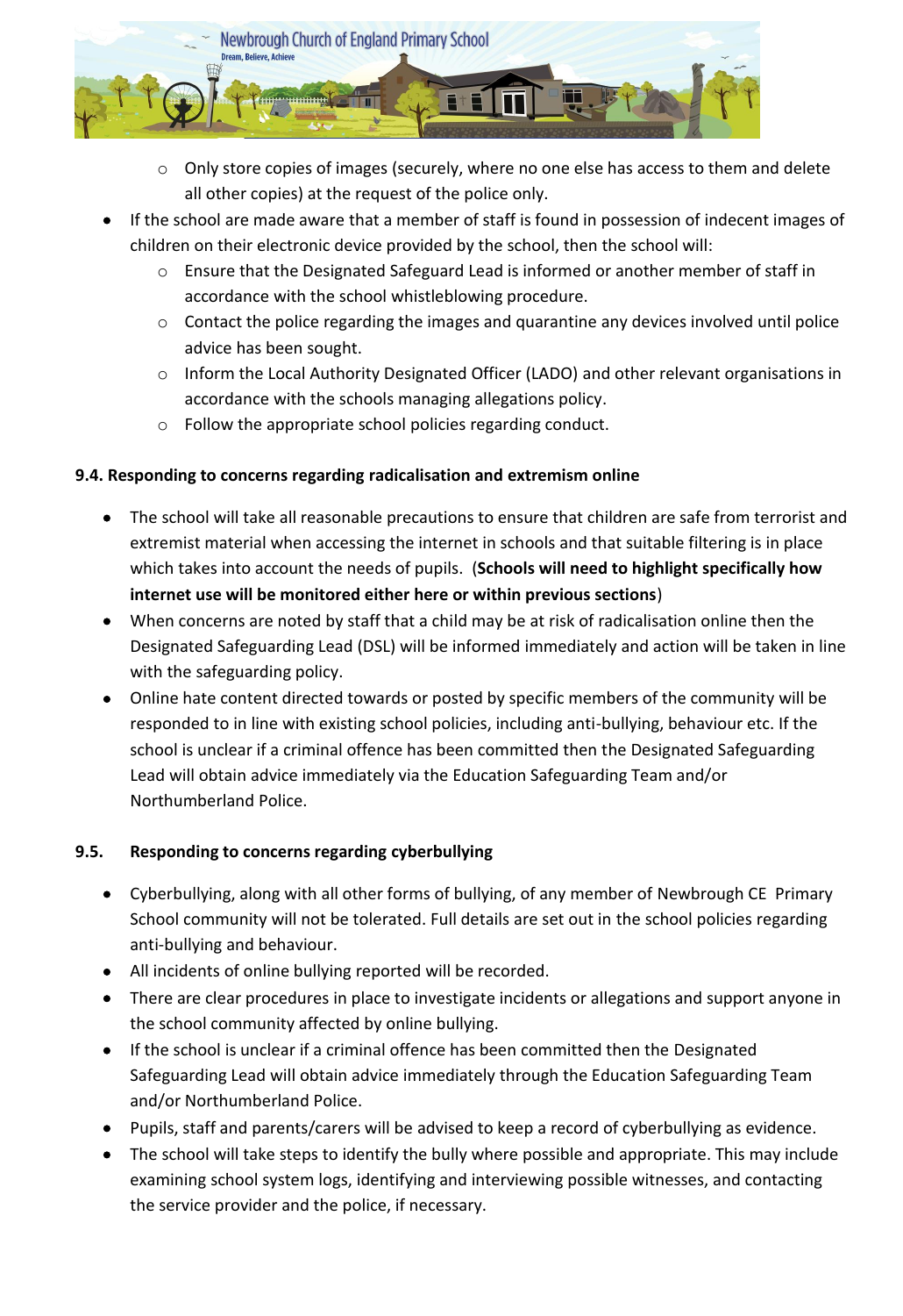- Only store copies of images (securely, where no one else has access to them and delete all other copies) at the request of the police only.
- If the school are made aware that a member of staff is found in possession of indecent images of children on their electronic device provided by the school, then the school will:
    - Ensure that the Designated Safeguard Lead is informed or another member of staff in accordance with the school whistleblowing procedure.
    - Contact the police regarding the images and quarantine any devices involved until police advice has been sought.
    - Inform the Local Authority Designated Officer (LADO) and other relevant organisations in accordance with the schools managing allegations policy.
    - Follow the appropriate school policies regarding conduct.

**9.4. Responding to concerns regarding radicalisation and extremism online**

- The school will take all reasonable precautions to ensure that children are safe from terrorist and extremist material when accessing the internet in schools and that suitable filtering is in place which takes into account the needs of pupils. (**Schools will need to highlight specifically how internet use will be monitored either here or within previous sections**)
- When concerns are noted by staff that a child may be at risk of radicalisation online then the Designated Safeguarding Lead (DSL) will be informed immediately and action will be taken in line with the safeguarding policy.
- Online hate content directed towards or posted by specific members of the community will be responded to in line with existing school policies, including anti-bullying, behaviour etc. If the school is unclear if a criminal offence has been committed then the Designated Safeguarding Lead will obtain advice immediately via the Education Safeguarding Team and/or Northumberland Police.

**9.5. Responding to concerns regarding cyberbullying**

- Cyberbullying, along with all other forms of bullying, of any member of Newbrough CE Primary School community will not be tolerated. Full details are set out in the school policies regarding anti-bullying and behaviour.
- All incidents of online bullying reported will be recorded.
- There are clear procedures in place to investigate incidents or allegations and support anyone in the school community affected by online bullying.
- If the school is unclear if a criminal offence has been committed then the Designated Safeguarding Lead will obtain advice immediately through the Education Safeguarding Team and/or Northumberland Police.
- Pupils, staff and parents/carers will be advised to keep a record of cyberbullying as evidence.
- The school will take steps to identify the bully where possible and appropriate. This may include examining school system logs, identifying and interviewing possible witnesses, and contacting the service provider and the police, if necessary.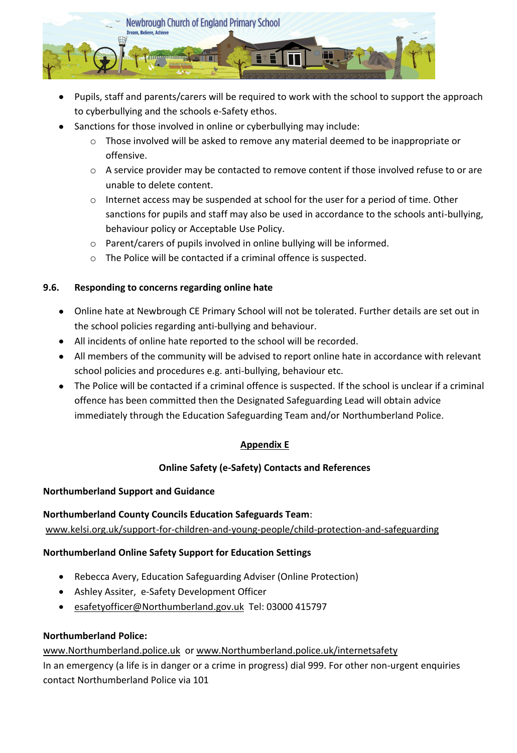- Pupils, staff and parents/carers will be required to work with the school to support the approach to cyberbullying and the schools e-Safety ethos.
- Sanctions for those involved in online or cyberbullying may include:
  - Those involved will be asked to remove any material deemed to be inappropriate or offensive.
  - A service provider may be contacted to remove content if those involved refuse to or are unable to delete content.
  - Internet access may be suspended at school for the user for a period of time. Other sanctions for pupils and staff may also be used in accordance to the schools anti-bullying, behaviour policy or Acceptable Use Policy.
  - Parent/carers of pupils involved in online bullying will be informed.
  - The Police will be contacted if a criminal offence is suspected.

### 9.6. Responding to concerns regarding online hate

- Online hate at Newbrough CE Primary School will not be tolerated. Further details are set out in the school policies regarding anti-bullying and behaviour.
- All incidents of online hate reported to the school will be recorded.
- All members of the community will be advised to report online hate in accordance with relevant school policies and procedures e.g. anti-bullying, behaviour etc.
- The Police will be contacted if a criminal offence is suspected. If the school is unclear if a criminal offence has been committed then the Designated Safeguarding Lead will obtain advice immediately through the Education Safeguarding Team and/or Northumberland Police.

## Appendix E

### Online Safety (e-Safety) Contacts and References

**Northumberland Support and Guidance**

**Northumberland County Councils Education Safeguards Team**:
www.kelsi.org.uk/support-for-children-and-young-people/child-protection-and-safeguarding

**Northumberland Online Safety Support for Education Settings**

- Rebecca Avery, Education Safeguarding Adviser (Online Protection)
- Ashley Assiter, e-Safety Development Officer
- esafetyofficer@Northumberland.gov.uk Tel: 03000 415797

**Northumberland Police:**
www.Northumberland.police.uk or www.Northumberland.police.uk/internetsafety
In an emergency (a life is in danger or a crime in progress) dial 999. For other non-urgent enquiries contact Northumberland Police via 101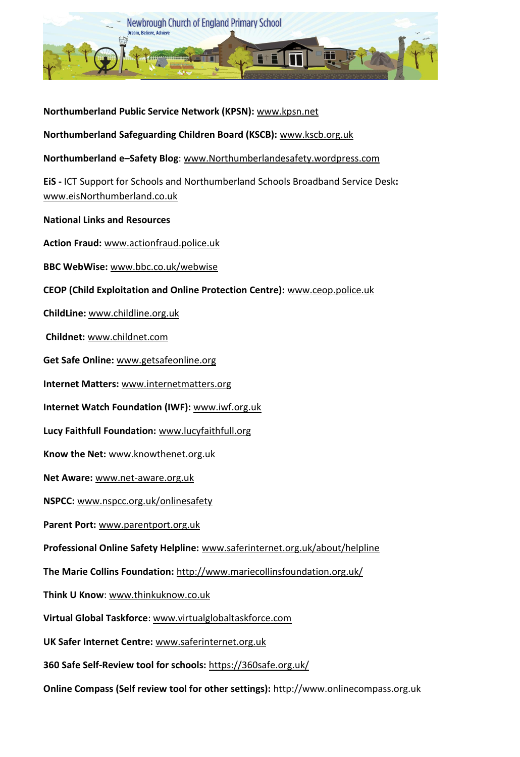**Northumberland Public Service Network (KPSN):** www.kpsn.net

**Northumberland Safeguarding Children Board (KSCB):** www.kscb.org.uk

**Northumberland e–Safety Blog**: www.Northumberlandesafety.wordpress.com

**EiS -** ICT Support for Schools and Northumberland Schools Broadband Service Desk**:** www.eisNorthumberland.co.uk

**National Links and Resources**

**Action Fraud:** www.actionfraud.police.uk

**BBC WebWise:** www.bbc.co.uk/webwise

**CEOP (Child Exploitation and Online Protection Centre):** www.ceop.police.uk

**ChildLine:** www.childline.org.uk

**Childnet:** www.childnet.com

**Get Safe Online:** www.getsafeonline.org

**Internet Matters:** www.internetmatters.org

**Internet Watch Foundation (IWF):** www.iwf.org.uk

**Lucy Faithfull Foundation:** www.lucyfaithfull.org

**Know the Net:** www.knowthenet.org.uk

**Net Aware:** www.net-aware.org.uk

**NSPCC:** www.nspcc.org.uk/onlinesafety

**Parent Port:** www.parentport.org.uk

**Professional Online Safety Helpline:** www.saferinternet.org.uk/about/helpline

**The Marie Collins Foundation:** http://www.mariecollinsfoundation.org.uk/

**Think U Know**: www.thinkuknow.co.uk

**Virtual Global Taskforce**: www.virtualglobaltaskforce.com

**UK Safer Internet Centre:** www.saferinternet.org.uk

**360 Safe Self-Review tool for schools:** https://360safe.org.uk/

**Online Compass (Self review tool for other settings):** http://www.onlinecompass.org.uk